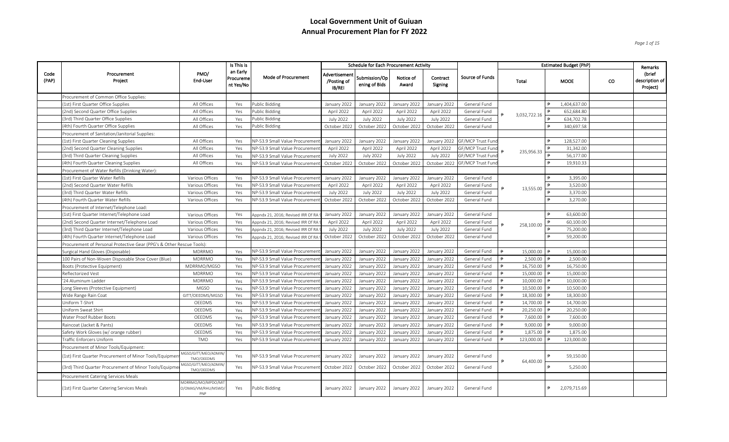# Local Government Unit of Guiuan
## Annual Procurement Plan for FY 2022

| Code (PAP) | Procurement Project | PMO/ End-User | Is This is an Early Procurement Yes/No | Mode of Procurement | Schedule for Each Procurement Activity | | | | Source of Funds | Estimated Budget (PhP) | | | Remarks (brief description of Project) |
|---|---|---|---|---|---|---|---|---|---|---|---|---|---|
| | | | | | Advertisement/Posting of IB/REI | Submission/Opening of Bids | Notice of Award | Contract Signing | | Total | MOOE | CO | |
| | Procurement of Common Office Supplies: | | | | | | | | | | | | |
| | (1st) First Quarter Office Supplies | All Offices | Yes | Public Bidding | January 2022 | January 2022 | January 2022 | January 2022 | General Fund | ₱ 3,032,722.16 | ₱ 1,404,637.00 | | |
| | (2nd) Second Quarter Office Supplies | All Offices | Yes | Public Bidding | April 2022 | April 2022 | April 2022 | April 2022 | General Fund | | ₱ 652,684.80 | | |
| | (3rd) Third Quarter Office Supplies | All Offices | Yes | Public Bidding | July 2022 | July 2022 | July 2022 | July 2022 | General Fund | | ₱ 634,702.78 | | |
| | (4th) Fourth Quarter Office Supplies | All Offices | Yes | Public Bidding | October 2022 | October 2022 | October 2022 | October 2022 | General Fund | | ₱ 340,697.58 | | |
| | Procurement of Sanitation/Janitorial Supplies: | | | | | | | | | | | | |
| | (1st) First Quarter Cleaning Supplies | All Offices | Yes | NP-53.9 Small Value Procurement | January 2022 | January 2022 | January 2022 | January 2022 | GF/MCP Trust Fund | ₱ 235,956.33 | ₱ 128,527.00 | | |
| | (2nd) Second Quarter Cleaning Supplies | All Offices | Yes | NP-53.9 Small Value Procurement | April 2022 | April 2022 | April 2022 | April 2022 | GF/MCP Trust Fund | | ₱ 31,342.00 | | |
| | (3rd) Third Quarter Cleaning Supplies | All Offices | Yes | NP-53.9 Small Value Procurement | July 2022 | July 2022 | July 2022 | July 2022 | GF/MCP Trust Fund | | ₱ 56,177.00 | | |
| | (4th) Fourth Quarter Cleaning Supplies | All Offices | Yes | NP-53.9 Small Value Procurement | October 2022 | October 2022 | October 2022 | October 2022 | GF/MCP Trust Fund | | ₱ 19,910.33 | | |
| | Procurement of Water Refills (Drinking Water): | | | | | | | | | | | | |
| | (1st) First Quarter Water Refills | Various Offices | Yes | NP-53.9 Small Value Procurement | January 2022 | January 2022 | January 2022 | January 2022 | General Fund | ₱ 13,555.00 | ₱ 3,395.00 | | |
| | (2nd) Second Quarter Water Refills | Various Offices | Yes | NP-53.9 Small Value Procurement | April 2022 | April 2022 | April 2022 | April 2022 | General Fund | | ₱ 3,520.00 | | |
| | (3rd) Third Quarter Water Refills | Various Offices | Yes | NP-53.9 Small Value Procurement | July 2022 | July 2022 | July 2022 | July 2022 | General Fund | | ₱ 3,370.00 | | |
| | (4th) Fourth Quarter Water Refills | Various Offices | Yes | NP-53.9 Small Value Procurement | October 2022 | October 2022 | October 2022 | October 2022 | General Fund | | ₱ 3,270.00 | | |
| | Procurement of Internet/Telephone Load: | | | | | | | | | | | | |
| | (1st) First Quarter Internet/Telephone Load | Various Offices | Yes | Appndx 21, 2016; Revised IRR Of RA | January 2022 | January 2022 | January 2022 | January 2022 | General Fund | ₱ 258,100.00 | ₱ 63,600.00 | | |
| | (2nd) Second Quarter Internet/Telephone Load | Various Offices | Yes | Appndx 21, 2016; Revised IRR Of RA | April 2022 | April 2022 | April 2022 | April 2022 | General Fund | | ₱ 60,100.00 | | |
| | (3rd) Third Quarter Internet/Telephone Load | Various Offices | Yes | Appndx 21, 2016; Revised IRR Of RA | July 2022 | July 2022 | July 2022 | July 2022 | General Fund | | ₱ 75,200.00 | | |
| | (4th) Fourth Quarter Internet/Telephone Load | Various Offices | Yes | Appndx 21, 2016; Revised IRR Of RA | October 2022 | October 2022 | October 2022 | October 2022 | General Fund | | ₱ 59,200.00 | | |
| | Procurement of Personal Protective Gear (PPG's & Other Rescue Tools): | | | | | | | | | | | | |
| | Surgical Hand Gloves (Disposable) | MDRRMO | Yes | NP-53.9 Small Value Procurement | January 2022 | January 2022 | January 2022 | January 2022 | General Fund | ₱ 15,000.00 | ₱ 15,000.00 | | |
| | 100 Pairs of Non-Woven Disposable Shoe Cover (Blue) | MDRRMO | Yes | NP-53.9 Small Value Procurement | January 2022 | January 2022 | January 2022 | January 2022 | General Fund | ₱ 2,500.00 | ₱ 2,500.00 | | |
| | Boots (Protective Equipment) | MDRRMO/MGSO | Yes | NP-53.9 Small Value Procurement | January 2022 | January 2022 | January 2022 | January 2022 | General Fund | ₱ 16,750.00 | ₱ 16,750.00 | | |
| | Reflectorized Vest | MDRRMO | Yes | NP-53.9 Small Value Procurement | January 2022 | January 2022 | January 2022 | January 2022 | General Fund | ₱ 15,000.00 | ₱ 15,000.00 | | |
| | '24 Aluminum Ladder | MDRRMO | Yes | NP-53.9 Small Value Procurement | January 2022 | January 2022 | January 2022 | January 2022 | General Fund | ₱ 10,000.00 | ₱ 10,000.00 | | |
| | Long Sleeves (Protective Equipment) | MGSO | Yes | NP-53.9 Small Value Procurement | January 2022 | January 2022 | January 2022 | January 2022 | General Fund | ₱ 10,500.00 | ₱ 10,500.00 | | |
| | Wide Range Rain Coat | GITT/OEEDMS/MGSO | Yes | NP-53.9 Small Value Procurement | January 2022 | January 2022 | January 2022 | January 2022 | General Fund | ₱ 18,300.00 | ₱ 18,300.00 | | |
| | Uniform T-Shirt | OEEDMS | Yes | NP-53.9 Small Value Procurement | January 2022 | January 2022 | January 2022 | January 2022 | General Fund | ₱ 14,700.00 | ₱ 14,700.00 | | |
| | Uniform Sweat Shirt | OEEDMS | Yes | NP-53.9 Small Value Procurement | January 2022 | January 2022 | January 2022 | January 2022 | General Fund | ₱ 20,250.00 | ₱ 20,250.00 | | |
| | Water Proof Rubber Boots | OEEDMS | Yes | NP-53.9 Small Value Procurement | January 2022 | January 2022 | January 2022 | January 2022 | General Fund | ₱ 7,600.00 | ₱ 7,600.00 | | |
| | Raincoat (Jacket & Pants) | OEEDMS | Yes | NP-53.9 Small Value Procurement | January 2022 | January 2022 | January 2022 | January 2022 | General Fund | ₱ 9,000.00 | ₱ 9,000.00 | | |
| | Safety Work Gloves (w/ orange rubber) | OEEDMS | Yes | NP-53.9 Small Value Procurement | January 2022 | January 2022 | January 2022 | January 2022 | General Fund | ₱ 1,875.00 | ₱ 1,875.00 | | |
| | Traffic Enforcers Uniform | TMO | Yes | NP-53.9 Small Value Procurement | January 2022 | January 2022 | January 2022 | January 2022 | General Fund | ₱ 123,000.00 | ₱ 123,000.00 | | |
| | Procurement of Minor Tools/Equipment: | | | | | | | | | | | | |
| | (1st) First Quarter Procurement of Minor Tools/Equipment | MGSO/GITT/MEO/ADMIN/TMO/OEEDMS | Yes | NP-53.9 Small Value Procurement | January 2022 | January 2022 | January 2022 | January 2022 | General Fund | ₱ 64,400.00 | ₱ 59,150.00 | | |
| | (3rd) Third Quarter Procurement of Minor Tools/Equipment | MGSO/GITT/MEO/ADMIN/TMO/OEEDMS | Yes | NP-53.9 Small Value Procurement | October 2022 | October 2022 | October 2022 | October 2022 | General Fund | | ₱ 5,250.00 | | |
| | Procurement Catering Services Meals | | | | | | | | | | | | |
| | (1st) First Quarter Catering Services Meals | MDRRMO/MO/MPDO/MIT O/OMAS/VM/RHU/MSWD/PNP | Yes | Public Bidding | January 2022 | January 2022 | January 2022 | January 2022 | General Fund | | ₱ 2,079,715.69 | | |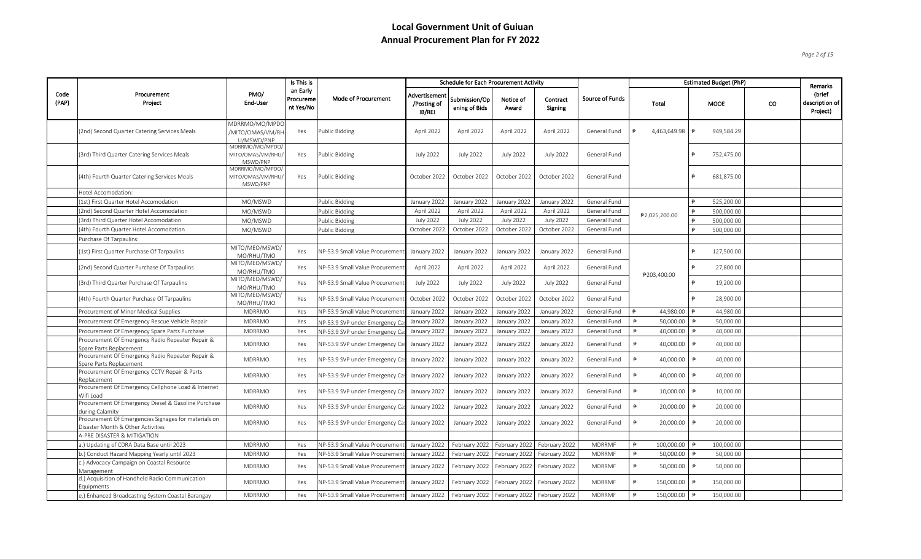# Local Government Unit of Guiuan
## Annual Procurement Plan for FY 2022

| Code (PAP) | Procurement Project | PMO/ End-User | Is This is an Early Procurement Yes/No | Mode of Procurement | Schedule for Each Procurement Activity | | | | Source of Funds | Estimated Budget (PhP) | | | Remarks (brief description of Project) |
|---|---|---|---|---|---|---|---|---|---|---|---|---|---|
| | | | | | Advertisement/Posting of IB/REI | Submission/Opening of Bids | Notice of Award | Contract Signing | | Total | MOOE | CO | |
| | (2nd) Second Quarter Catering Services Meals | MDRRMO/MO/MPDO/MITO/OMAS/VM/RHU/MSWD/PNP | Yes | Public Bidding | April 2022 | April 2022 | April 2022 | April 2022 | General Fund | ₱ 4,463,649.98 | ₱ 949,584.29 | | |
| | (3rd) Third Quarter Catering Services Meals | MDRRMO/MO/MPDO/MITO/OMAS/VM/RHU/MSWD/PNP | Yes | Public Bidding | July 2022 | July 2022 | July 2022 | July 2022 | General Fund | | ₱ 752,475.00 | | |
| | (4th) Fourth Quarter Catering Services Meals | MDRRMO/MO/MPDO/MITO/OMAS/VM/RHU/MSWD/PNP | Yes | Public Bidding | October 2022 | October 2022 | October 2022 | October 2022 | General Fund | | ₱ 681,875.00 | | |
| | Hotel Accomodation: | | | | | | | | | | | | |
| | (1st) First Quarter Hotel Accomodation | MO/MSWD | | Public Bidding | January 2022 | January 2022 | January 2022 | January 2022 | General Fund | ₱2,025,200.00 | ₱ 525,200.00 | | |
| | (2nd) Second Quarter Hotel Accomodation | MO/MSWD | | Public Bidding | April 2022 | April 2022 | April 2022 | April 2022 | General Fund | | ₱ 500,000.00 | | |
| | (3rd) Third Quarter Hotel Accomodation | MO/MSWD | | Public Bidding | July 2022 | July 2022 | July 2022 | July 2022 | General Fund | | ₱ 500,000.00 | | |
| | (4th) Fourth Quarter Hotel Accomodation | MO/MSWD | | Public Bidding | October 2022 | October 2022 | October 2022 | October 2022 | General Fund | | ₱ 500,000.00 | | |
| | Purchase Of Tarpaulins: | | | | | | | | | | | | |
| | (1st) First Quarter Purchase Of Tarpaulins | MITO/MEO/MSWD/MO/RHU/TMO | Yes | NP-53.9 Small Value Procurement | January 2022 | January 2022 | January 2022 | January 2022 | General Fund | ₱203,400.00 | ₱ 127,500.00 | | |
| | (2nd) Second Quarter Purchase Of Tarpaulins | MITO/MEO/MSWD/MO/RHU/TMO | Yes | NP-53.9 Small Value Procurement | April 2022 | April 2022 | April 2022 | April 2022 | General Fund | | ₱ 27,800.00 | | |
| | (3rd) Third Quarter Purchase Of Tarpaulins | MITO/MEO/MSWD/MO/RHU/TMO | Yes | NP-53.9 Small Value Procurement | July 2022 | July 2022 | July 2022 | July 2022 | General Fund | | ₱ 19,200.00 | | |
| | (4th) Fourth Quarter Purchase Of Tarpaulins | MITO/MEO/MSWD/MO/RHU/TMO | Yes | NP-53.9 Small Value Procurement | October 2022 | October 2022 | October 2022 | October 2022 | General Fund | | ₱ 28,900.00 | | |
| | Procurement of Minor Medical Supplies | MDRRMO | Yes | NP-53.9 Small Value Procurement | January 2022 | January 2022 | January 2022 | January 2022 | General Fund | ₱ 44,980.00 | ₱ 44,980.00 | | |
| | Procurement Of Emergency Rescue Vehicle Repair | MDRRMO | Yes | NP-53.9 SVP under Emergency Cas | January 2022 | January 2022 | January 2022 | January 2022 | General Fund | ₱ 50,000.00 | ₱ 50,000.00 | | |
| | Procurement Of Emergency Spare Parts Purchase | MDRRMO | Yes | NP-53.9 SVP under Emergency Cas | January 2022 | January 2022 | January 2022 | January 2022 | General Fund | ₱ 40,000.00 | ₱ 40,000.00 | | |
| | Procurement Of Emergency Radio Repeater Repair & Spare Parts Replacement | MDRRMO | Yes | NP-53.9 SVP under Emergency Cas | January 2022 | January 2022 | January 2022 | January 2022 | General Fund | ₱ 40,000.00 | ₱ 40,000.00 | | |
| | Procurement Of Emergency Radio Repeater Repair & Spare Parts Replacement | MDRRMO | Yes | NP-53.9 SVP under Emergency Cas | January 2022 | January 2022 | January 2022 | January 2022 | General Fund | ₱ 40,000.00 | ₱ 40,000.00 | | |
| | Procurement Of Emergency CCTV Repair & Parts Replacement | MDRRMO | Yes | NP-53.9 SVP under Emergency Cas | January 2022 | January 2022 | January 2022 | January 2022 | General Fund | ₱ 40,000.00 | ₱ 40,000.00 | | |
| | Procurement Of Emergency Cellphone Load & Internet Wifi Load | MDRRMO | Yes | NP-53.9 SVP under Emergency Cas | January 2022 | January 2022 | January 2022 | January 2022 | General Fund | ₱ 10,000.00 | ₱ 10,000.00 | | |
| | Procurement Of Emergency Diesel & Gasoline Purchase during Calamity | MDRRMO | Yes | NP-53.9 SVP under Emergency Cas | January 2022 | January 2022 | January 2022 | January 2022 | General Fund | ₱ 20,000.00 | ₱ 20,000.00 | | |
| | Procurement Of Emergencies Signages for materials on Disaster Month & Other Activities | MDRRMO | Yes | NP-53.9 SVP under Emergency Cas | January 2022 | January 2022 | January 2022 | January 2022 | General Fund | ₱ 20,000.00 | ₱ 20,000.00 | | |
| | A-PRE DISASTER & MITIGATION | | | | | | | | | | | | |
| | a.) Updating of CDRA Data Base until 2023 | MDRRMO | Yes | NP-53.9 Small Value Procurement | January 2022 | February 2022 | February 2022 | February 2022 | MDRRMF | ₱ 100,000.00 | ₱ 100,000.00 | | |
| | b.) Conduct Hazard Mapping Yearly until 2023 | MDRRMO | Yes | NP-53.9 Small Value Procurement | January 2022 | February 2022 | February 2022 | February 2022 | MDRRMF | ₱ 50,000.00 | ₱ 50,000.00 | | |
| | c.) Advocacy Campaign on Coastal Resource Management | MDRRMO | Yes | NP-53.9 Small Value Procurement | January 2022 | February 2022 | February 2022 | February 2022 | MDRRMF | ₱ 50,000.00 | ₱ 50,000.00 | | |
| | d.) Acquisition of Handheld Radio Communication Equipments | MDRRMO | Yes | NP-53.9 Small Value Procurement | January 2022 | February 2022 | February 2022 | February 2022 | MDRRMF | ₱ 150,000.00 | ₱ 150,000.00 | | |
| | e.) Enhanced Broadcasting System Coastal Barangay | MDRRMO | Yes | NP-53.9 Small Value Procurement | January 2022 | February 2022 | February 2022 | February 2022 | MDRRMF | ₱ 150,000.00 | ₱ 150,000.00 | | |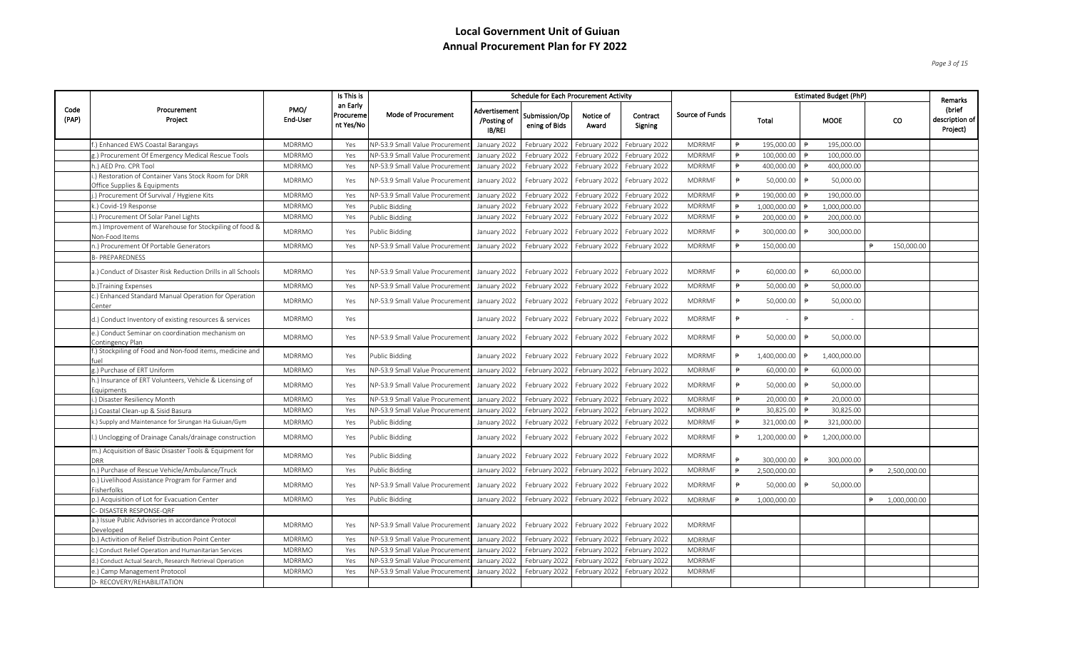# Local Government Unit of Guiuan
## Annual Procurement Plan for FY 2022

| Code (PAP) | Procurement Project | PMO/ End-User | Is This is an Early Procurement Yes/No | Mode of Procurement | Schedule for Each Procurement Activity | | | | Source of Funds | Estimated Budget (PhP) | | | Remarks (brief description of Project) |
|---|---|---|---|---|---|---|---|---|---|---|---|---|---|
| | | | | | Advertisement /Posting of IB/REI | Submission/Opening of Bids | Notice of Award | Contract Signing | | Total | MOOE | CO | |
| | f.) Enhanced EWS Coastal Barangays | MDRRMO | Yes | NP-53.9 Small Value Procurement | January 2022 | February 2022 | February 2022 | February 2022 | MDRRMF | ₱ 195,000.00 | ₱ 195,000.00 | | |
| | g.) Procurement Of Emergency Medical Rescue Tools | MDRRMO | Yes | NP-53.9 Small Value Procurement | January 2022 | February 2022 | February 2022 | February 2022 | MDRRMF | ₱ 100,000.00 | ₱ 100,000.00 | | |
| | h.) AED Pro. CPR Tool | MDRRMO | Yes | NP-53.9 Small Value Procurement | January 2022 | February 2022 | February 2022 | February 2022 | MDRRMF | ₱ 400,000.00 | ₱ 400,000.00 | | |
| | i.) Restoration of Container Vans Stock Room for DRR Office Supplies & Equipments | MDRRMO | Yes | NP-53.9 Small Value Procurement | January 2022 | February 2022 | February 2022 | February 2022 | MDRRMF | ₱ 50,000.00 | ₱ 50,000.00 | | |
| | j.) Procurement Of Survival / Hygiene Kits | MDRRMO | Yes | NP-53.9 Small Value Procurement | January 2022 | February 2022 | February 2022 | February 2022 | MDRRMF | ₱ 190,000.00 | ₱ 190,000.00 | | |
| | k.) Covid-19 Response | MDRRMO | Yes | Public Bidding | January 2022 | February 2022 | February 2022 | February 2022 | MDRRMF | ₱ 1,000,000.00 | ₱ 1,000,000.00 | | |
| | l.) Procurement Of Solar Panel Lights | MDRRMO | Yes | Public Bidding | January 2022 | February 2022 | February 2022 | February 2022 | MDRRMF | ₱ 200,000.00 | ₱ 200,000.00 | | |
| | m.) Improvement of Warehouse for Stockpiling of food & Non-Food Items | MDRRMO | Yes | Public Bidding | January 2022 | February 2022 | February 2022 | February 2022 | MDRRMF | ₱ 300,000.00 | ₱ 300,000.00 | | |
| | n.) Procurement Of Portable Generators | MDRRMO | Yes | NP-53.9 Small Value Procurement | January 2022 | February 2022 | February 2022 | February 2022 | MDRRMF | ₱ 150,000.00 | | ₱ 150,000.00 | |
| | B- PREPAREDNESS | | | | | | | | | | | | |
| | a.) Conduct of Disaster Risk Reduction Drills in all Schools | MDRRMO | Yes | NP-53.9 Small Value Procurement | January 2022 | February 2022 | February 2022 | February 2022 | MDRRMF | ₱ 60,000.00 | ₱ 60,000.00 | | |
| | b.)Training Expenses | MDRRMO | Yes | NP-53.9 Small Value Procurement | January 2022 | February 2022 | February 2022 | February 2022 | MDRRMF | ₱ 50,000.00 | ₱ 50,000.00 | | |
| | c.) Enhanced Standard Manual Operation for Operation Center | MDRRMO | Yes | NP-53.9 Small Value Procurement | January 2022 | February 2022 | February 2022 | February 2022 | MDRRMF | ₱ 50,000.00 | ₱ 50,000.00 | | |
| | d.) Conduct Inventory of existing resources & services | MDRRMO | Yes | | January 2022 | February 2022 | February 2022 | February 2022 | MDRRMF | ₱ - | ₱ - | | |
| | e.) Conduct Seminar on coordination mechanism on Contingency Plan | MDRRMO | Yes | NP-53.9 Small Value Procurement | January 2022 | February 2022 | February 2022 | February 2022 | MDRRMF | ₱ 50,000.00 | ₱ 50,000.00 | | |
| | f.) Stockpiling of Food and Non-food items, medicine and fuel | MDRRMO | Yes | Public Bidding | January 2022 | February 2022 | February 2022 | February 2022 | MDRRMF | ₱ 1,400,000.00 | ₱ 1,400,000.00 | | |
| | g.) Purchase of ERT Uniform | MDRRMO | Yes | NP-53.9 Small Value Procurement | January 2022 | February 2022 | February 2022 | February 2022 | MDRRMF | ₱ 60,000.00 | ₱ 60,000.00 | | |
| | h.) Insurance of ERT Volunteers, Vehicle & Licensing of Equipments | MDRRMO | Yes | NP-53.9 Small Value Procurement | January 2022 | February 2022 | February 2022 | February 2022 | MDRRMF | ₱ 50,000.00 | ₱ 50,000.00 | | |
| | i.) Disaster Resiliency Month | MDRRMO | Yes | NP-53.9 Small Value Procurement | January 2022 | February 2022 | February 2022 | February 2022 | MDRRMF | ₱ 20,000.00 | ₱ 20,000.00 | | |
| | j.) Coastal Clean-up & Sisid Basura | MDRRMO | Yes | NP-53.9 Small Value Procurement | January 2022 | February 2022 | February 2022 | February 2022 | MDRRMF | ₱ 30,825.00 | ₱ 30,825.00 | | |
| | k.) Supply and Maintenance for Sirungan Ha Guiuan/Gym | MDRRMO | Yes | Public Bidding | January 2022 | February 2022 | February 2022 | February 2022 | MDRRMF | ₱ 321,000.00 | ₱ 321,000.00 | | |
| | l.) Unclogging of Drainage Canals/drainage construction | MDRRMO | Yes | Public Bidding | January 2022 | February 2022 | February 2022 | February 2022 | MDRRMF | ₱ 1,200,000.00 | ₱ 1,200,000.00 | | |
| | m.) Acquisition of Basic Disaster Tools & Equipment for DRR | MDRRMO | Yes | Public Bidding | January 2022 | February 2022 | February 2022 | February 2022 | MDRRMF | ₱ 300,000.00 | ₱ 300,000.00 | | |
| | n.) Purchase of Rescue Vehicle/Ambulance/Truck | MDRRMO | Yes | Public Bidding | January 2022 | February 2022 | February 2022 | February 2022 | MDRRMF | ₱ 2,500,000.00 | | ₱ 2,500,000.00 | |
| | o.) Livelihood Assistance Program for Farmer and Fisherfolks | MDRRMO | Yes | NP-53.9 Small Value Procurement | January 2022 | February 2022 | February 2022 | February 2022 | MDRRMF | ₱ 50,000.00 | ₱ 50,000.00 | | |
| | p.) Acquisition of Lot for Evacuation Center | MDRRMO | Yes | Public Bidding | January 2022 | February 2022 | February 2022 | February 2022 | MDRRMF | ₱ 1,000,000.00 | | ₱ 1,000,000.00 | |
| | C- DISASTER RESPONSE-QRF | | | | | | | | | | | | |
| | a.) Issue Public Advisories in accordance Protocol Developed | MDRRMO | Yes | NP-53.9 Small Value Procurement | January 2022 | February 2022 | February 2022 | February 2022 | MDRRMF | | | | |
| | b.) Activition of Relief Distribution Point Center | MDRRMO | Yes | NP-53.9 Small Value Procurement | January 2022 | February 2022 | February 2022 | February 2022 | MDRRMF | | | | |
| | c.) Conduct Relief Operation and Humanitarian Services | MDRRMO | Yes | NP-53.9 Small Value Procurement | January 2022 | February 2022 | February 2022 | February 2022 | MDRRMF | | | | |
| | d.) Conduct Actual Search, Research Retrieval Operation | MDRRMO | Yes | NP-53.9 Small Value Procurement | January 2022 | February 2022 | February 2022 | February 2022 | MDRRMF | | | | |
| | e.) Camp Management Protocol | MDRRMO | Yes | NP-53.9 Small Value Procurement | January 2022 | February 2022 | February 2022 | February 2022 | MDRRMF | | | | |
| | D- RECOVERY/REHABILITATION | | | | | | | | | | | | |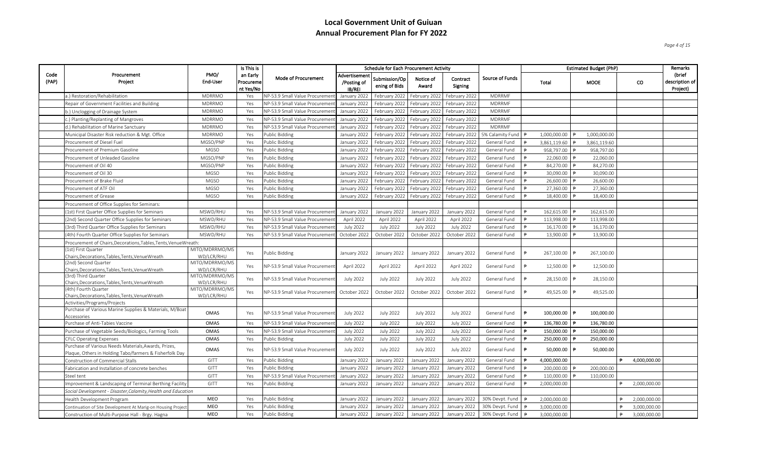# Local Government Unit of Guiuan
## Annual Procurement Plan for FY 2022

| Code (PAP) | Procurement Project | PMO/ End-User | Is This is an Early Procurement Yes/No | Mode of Procurement | Schedule for Each Procurement Activity | | | | Source of Funds | Estimated Budget (PhP) | | | Remarks (brief description of Project) |
|---|---|---|---|---|---|---|---|---|---|---|---|---|---|
| | | | | | Advertisement/Posting of IB/REI | Submission/Opening of Bids | Notice of Award | Contract Signing | | Total | MOOE | CO | |
| | a.) Restoration/Rehabilitation | MDRRMO | Yes | NP-53.9 Small Value Procurement | January 2022 | February 2022 | February 2022 | February 2022 | MDRRMF | | | | |
| | Repair of Government Facilities and Building | MDRRMO | Yes | NP-53.9 Small Value Procurement | January 2022 | February 2022 | February 2022 | February 2022 | MDRRMF | | | | |
| | b.) Unclogging of Drainage System | MDRRMO | Yes | NP-53.9 Small Value Procurement | January 2022 | February 2022 | February 2022 | February 2022 | MDRRMF | | | | |
| | c.) Planting/Replanting of Mangroves | MDRRMO | Yes | NP-53.9 Small Value Procurement | January 2022 | February 2022 | February 2022 | February 2022 | MDRRMF | | | | |
| | d.) Rehabilitation of Marine Sanctuary | MDRRMO | Yes | NP-53.9 Small Value Procurement | January 2022 | February 2022 | February 2022 | February 2022 | MDRRMF | | | | |
| | Municipal Disaster Risk reduction & Mgt. Office | MDRRMO | Yes | Public Bidding | January 2022 | February 2022 | February 2022 | February 2022 | 5% Calamity Fund | ₱ 1,000,000.00 | ₱ 1,000,000.00 | | |
| | Procurement of Diesel Fuel | MGSO/PNP | Yes | Public Bidding | January 2022 | February 2022 | February 2022 | February 2022 | General Fund | ₱ 3,861,119.60 | ₱ 3,861,119.60 | | |
| | Procurement of Premium Gasoline | MGSO | Yes | Public Bidding | January 2022 | February 2022 | February 2022 | February 2022 | General Fund | ₱ 958,797.00 | ₱ 958,797.00 | | |
| | Procurement of Unleaded Gasoline | MGSO/PNP | Yes | Public Bidding | January 2022 | February 2022 | February 2022 | February 2022 | General Fund | ₱ 22,060.00 | ₱ 22,060.00 | | |
| | Procurement of Oil 40 | MGSO/PNP | Yes | Public Bidding | January 2022 | February 2022 | February 2022 | February 2022 | General Fund | ₱ 84,270.00 | ₱ 84,270.00 | | |
| | Procurement of Oil 30 | MGSO | Yes | Public Bidding | January 2022 | February 2022 | February 2022 | February 2022 | General Fund | ₱ 30,090.00 | ₱ 30,090.00 | | |
| | Procurement of Brake Fluid | MGSO | Yes | Public Bidding | January 2022 | February 2022 | February 2022 | February 2022 | General Fund | ₱ 26,600.00 | ₱ 26,600.00 | | |
| | Procurement of ATF Oil | MGSO | Yes | Public Bidding | January 2022 | February 2022 | February 2022 | February 2022 | General Fund | ₱ 27,360.00 | ₱ 27,360.00 | | |
| | Procurement of Grease | MGSO | Yes | Public Bidding | January 2022 | February 2022 | February 2022 | February 2022 | General Fund | ₱ 18,400.00 | ₱ 18,400.00 | | |
| | Procurement of Office Supplies for Seminars: | | | | | | | | | | | | |
| | (1st) First Quarter Office Supplies for Seminars | MSWD/RHU | Yes | NP-53.9 Small Value Procurement | January 2022 | January 2022 | January 2022 | January 2022 | General Fund | ₱ 162,615.00 | ₱ 162,615.00 | | |
| | (2nd) Second Quarter Office Supplies for Seminars | MSWD/RHU | Yes | NP-53.9 Small Value Procurement | April 2022 | April 2022 | April 2022 | April 2022 | General Fund | ₱ 113,998.00 | ₱ 113,998.00 | | |
| | (3rd) Third Quarter Office Supplies for Seminars | MSWD/RHU | Yes | NP-53.9 Small Value Procurement | July 2022 | July 2022 | July 2022 | July 2022 | General Fund | ₱ 16,170.00 | ₱ 16,170.00 | | |
| | (4th) Fourth Quarter Office Supplies for Seminars | MSWD/RHU | Yes | NP-53.9 Small Value Procurement | October 2022 | October 2022 | October 2022 | October 2022 | General Fund | ₱ 13,900.00 | ₱ 13,900.00 | | |
| | Procurement of Chairs,Decorations,Tables,Tents,VenueWreath: | | | | | | | | | | | | |
| | (1st) First Quarter Chairs,Decorations,Tables,Tents,VenueWreath | MITO/MDRRMO/MSWD/LCR/RHU | Yes | Public Bidding | January 2022 | January 2022 | January 2022 | January 2022 | General Fund | ₱ 267,100.00 | ₱ 267,100.00 | | |
| | (2nd) Second Quarter Chairs,Decorations,Tables,Tents,VenueWreath | MITO/MDRRMO/MSWD/LCR/RHU | Yes | NP-53.9 Small Value Procurement | April 2022 | April 2022 | April 2022 | April 2022 | General Fund | ₱ 12,500.00 | ₱ 12,500.00 | | |
| | (3rd) Third Quarter Chairs,Decorations,Tables,Tents,VenueWreath | MITO/MDRRMO/MSWD/LCR/RHU | Yes | NP-53.9 Small Value Procurement | July 2022 | July 2022 | July 2022 | July 2022 | General Fund | ₱ 28,150.00 | ₱ 28,150.00 | | |
| | (4th) Fourth Quarter Chairs,Decorations,Tables,Tents,VenueWreath | MITO/MDRRMO/MSWD/LCR/RHU | Yes | NP-53.9 Small Value Procurement | October 2022 | October 2022 | October 2022 | October 2022 | General Fund | ₱ 49,525.00 | ₱ 49,525.00 | | |
| | Activities/Programs/Projects | | | | | | | | | | | | |
| | Purchase of Various Marine Supplies & Materials, M/Boat Accessories | OMAS | Yes | NP-53.9 Small Value Procurement | July 2022 | July 2022 | July 2022 | July 2022 | General Fund | ₱ 100,000.00 | ₱ 100,000.00 | | |
| | Purchase of Anti-Tabies Vaccine | OMAS | Yes | NP-53.9 Small Value Procurement | July 2022 | July 2022 | July 2022 | July 2022 | General Fund | ₱ 136,780.00 | ₱ 136,780.00 | | |
| | Purchase of Vegetable Seeds/Biologics, Farming Tools | OMAS | Yes | NP-53.9 Small Value Procurement | July 2022 | July 2022 | July 2022 | July 2022 | General Fund | ₱ 150,000.00 | ₱ 150,000.00 | | |
| | CFLC Operating Expenses | OMAS | Yes | Public Bidding | July 2022 | July 2022 | July 2022 | July 2022 | General Fund | ₱ 250,000.00 | ₱ 250,000.00 | | |
| | Purchase of Various Needs Materials,Awards, Prizes, Plaque, Others in Holding Tabo/farmers & Fisherfolk Day | OMAS | Yes | NP-53.9 Small Value Procurement | July 2022 | July 2022 | July 2022 | July 2022 | General Fund | ₱ 50,000.00 | ₱ 50,000.00 | | |
| | Construction of Commercial Stalls | GITT | Yes | Public Bidding | January 2022 | January 2022 | January 2022 | January 2022 | General Fund | ₱ 4,000,000.00 | | ₱ 4,000,000.00 | |
| | Fabrication and Installation of concrete benches | GITT | Yes | Public Bidding | January 2022 | January 2022 | January 2022 | January 2022 | General Fund | ₱ 200,000.00 | ₱ 200,000.00 | | |
| | Steel tent | GITT | Yes | NP-53.9 Small Value Procurement | January 2022 | January 2022 | January 2022 | January 2022 | General Fund | ₱ 110,000.00 | ₱ 110,000.00 | | |
| | Improvement & Landscaping of Terminal Berthing Facility | GITT | Yes | Public Bidding | January 2022 | January 2022 | January 2022 | January 2022 | General Fund | ₱ 2,000,000.00 | | ₱ 2,000,000.00 | |
| | *Social Development - Disaster,Calamity,Health and Education* | | | | | | | | | | | | |
| | Health Development Program | MEO | Yes | Public Bidding | January 2022 | January 2022 | January 2022 | January 2022 | 30% Devpt. Fund | ₱ 2,000,000.00 | | ₱ 2,000,000.00 | |
| | Continuation of Site Development At Marig-on Housing Project | MEO | Yes | Public Bidding | January 2022 | January 2022 | January 2022 | January 2022 | 30% Devpt. Fund | ₱ 3,000,000.00 | | ₱ 3,000,000.00 | |
| | Construction of Multi-Purpose Hall - Brgy. Hagna | MEO | Yes | Public Bidding | January 2022 | January 2022 | January 2022 | January 2022 | 30% Devpt. Fund | ₱ 3,000,000.00 | | ₱ 3,000,000.00 | |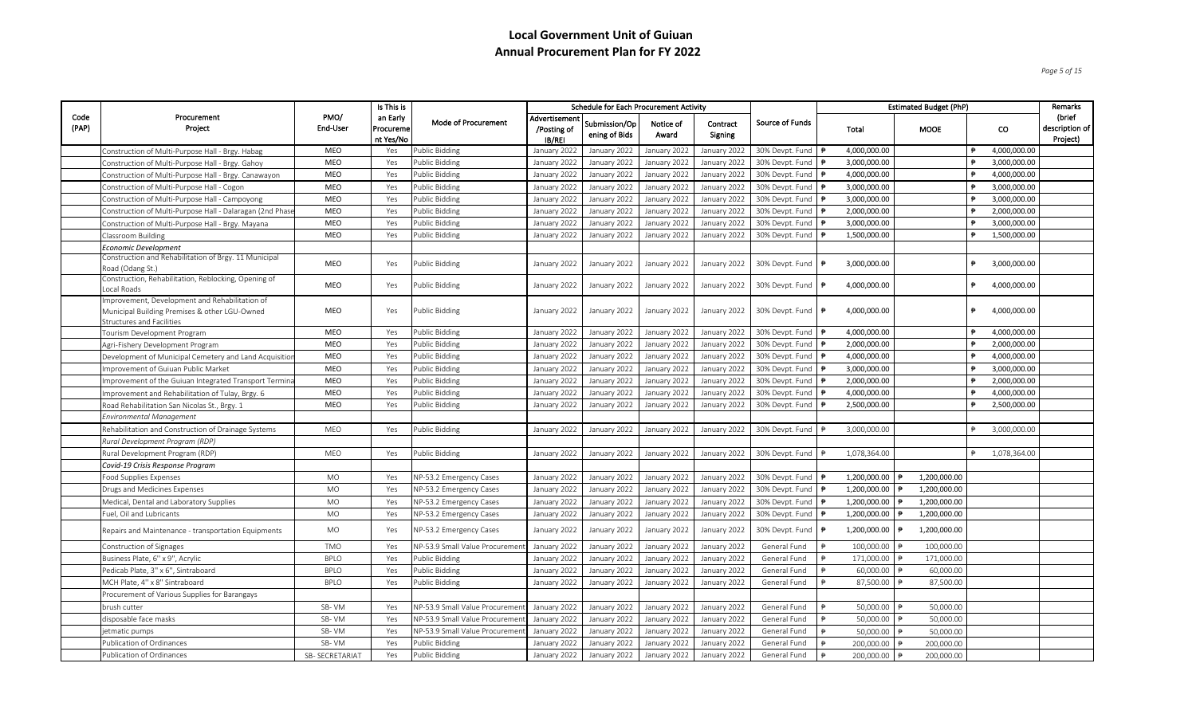# Local Government Unit of Guiuan
## Annual Procurement Plan for FY 2022

| Code (PAP) | Procurement Project | PMO/ End-User | Is This is an Early Procurement Yes/No | Mode of Procurement | Schedule for Each Procurement Activity | | | | Source of Funds | Estimated Budget (PhP) | | | Remarks (brief description of Project) |
|---|---|---|---|---|---|---|---|---|---|---|---|---|---|
| | | | | | Advertisement /Posting of IB/REI | Submission/Opening of Bids | Notice of Award | Contract Signing | | Total | MOOE | CO | |
| | Construction of Multi-Purpose Hall - Brgy. Habag | MEO | Yes | Public Bidding | January 2022 | January 2022 | January 2022 | January 2022 | 30% Devpt. Fund | ₱ 4,000,000.00 | | ₱ 4,000,000.00 | |
| | Construction of Multi-Purpose Hall - Brgy. Gahoy | MEO | Yes | Public Bidding | January 2022 | January 2022 | January 2022 | January 2022 | 30% Devpt. Fund | ₱ 3,000,000.00 | | ₱ 3,000,000.00 | |
| | Construction of Multi-Purpose Hall - Brgy. Canawayon | MEO | Yes | Public Bidding | January 2022 | January 2022 | January 2022 | January 2022 | 30% Devpt. Fund | ₱ 4,000,000.00 | | ₱ 4,000,000.00 | |
| | Construction of Multi-Purpose Hall - Cogon | MEO | Yes | Public Bidding | January 2022 | January 2022 | January 2022 | January 2022 | 30% Devpt. Fund | ₱ 3,000,000.00 | | ₱ 3,000,000.00 | |
| | Construction of Multi-Purpose Hall - Campoyong | MEO | Yes | Public Bidding | January 2022 | January 2022 | January 2022 | January 2022 | 30% Devpt. Fund | ₱ 3,000,000.00 | | ₱ 3,000,000.00 | |
| | Construction of Multi-Purpose Hall - Dalaragan (2nd Phase | MEO | Yes | Public Bidding | January 2022 | January 2022 | January 2022 | January 2022 | 30% Devpt. Fund | ₱ 2,000,000.00 | | ₱ 2,000,000.00 | |
| | Construction of Multi-Purpose Hall - Brgy. Mayana | MEO | Yes | Public Bidding | January 2022 | January 2022 | January 2022 | January 2022 | 30% Devpt. Fund | ₱ 3,000,000.00 | | ₱ 3,000,000.00 | |
| | Classroom Building | MEO | Yes | Public Bidding | January 2022 | January 2022 | January 2022 | January 2022 | 30% Devpt. Fund | ₱ 1,500,000.00 | | ₱ 1,500,000.00 | |
| | *Economic Development* | | | | | | | | | | | | |
| | Construction and Rehabilitation of Brgy. 11 Municipal Road (Odang St.) | MEO | Yes | Public Bidding | January 2022 | January 2022 | January 2022 | January 2022 | 30% Devpt. Fund | ₱ 3,000,000.00 | | ₱ 3,000,000.00 | |
| | Construction, Rehabilitation, Reblocking, Opening of Local Roads | MEO | Yes | Public Bidding | January 2022 | January 2022 | January 2022 | January 2022 | 30% Devpt. Fund | ₱ 4,000,000.00 | | ₱ 4,000,000.00 | |
| | Improvement, Development and Rehabilitation of Municipal Building Premises & other LGU-Owned Structures and Facilities | MEO | Yes | Public Bidding | January 2022 | January 2022 | January 2022 | January 2022 | 30% Devpt. Fund | ₱ 4,000,000.00 | | ₱ 4,000,000.00 | |
| | Tourism Development Program | MEO | Yes | Public Bidding | January 2022 | January 2022 | January 2022 | January 2022 | 30% Devpt. Fund | ₱ 4,000,000.00 | | ₱ 4,000,000.00 | |
| | Agri-Fishery Development Program | MEO | Yes | Public Bidding | January 2022 | January 2022 | January 2022 | January 2022 | 30% Devpt. Fund | ₱ 2,000,000.00 | | ₱ 2,000,000.00 | |
| | Development of Municipal Cemetery and Land Acquisition | MEO | Yes | Public Bidding | January 2022 | January 2022 | January 2022 | January 2022 | 30% Devpt. Fund | ₱ 4,000,000.00 | | ₱ 4,000,000.00 | |
| | Improvement of Guiuan Public Market | MEO | Yes | Public Bidding | January 2022 | January 2022 | January 2022 | January 2022 | 30% Devpt. Fund | ₱ 3,000,000.00 | | ₱ 3,000,000.00 | |
| | Improvement of the Guiuan Integrated Transport Termina | MEO | Yes | Public Bidding | January 2022 | January 2022 | January 2022 | January 2022 | 30% Devpt. Fund | ₱ 2,000,000.00 | | ₱ 2,000,000.00 | |
| | Improvement and Rehabilitation of Tulay, Brgy. 6 | MEO | Yes | Public Bidding | January 2022 | January 2022 | January 2022 | January 2022 | 30% Devpt. Fund | ₱ 4,000,000.00 | | ₱ 4,000,000.00 | |
| | Road Rehabilitation San Nicolas St., Brgy. 1 | MEO | Yes | Public Bidding | January 2022 | January 2022 | January 2022 | January 2022 | 30% Devpt. Fund | ₱ 2,500,000.00 | | ₱ 2,500,000.00 | |
| | *Environmental Management* | | | | | | | | | | | | |
| | Rehabilitation and Construction of Drainage Systems | MEO | Yes | Public Bidding | January 2022 | January 2022 | January 2022 | January 2022 | 30% Devpt. Fund | ₱ 3,000,000.00 | | ₱ 3,000,000.00 | |
| | *Rural Development Program (RDP)* | | | | | | | | | | | | |
| | Rural Development Program (RDP) | MEO | Yes | Public Bidding | January 2022 | January 2022 | January 2022 | January 2022 | 30% Devpt. Fund | ₱ 1,078,364.00 | | ₱ 1,078,364.00 | |
| | *Covid-19 Crisis Response Program* | | | | | | | | | | | | |
| | Food Supplies Expenses | MO | Yes | NP-53.2 Emergency Cases | January 2022 | January 2022 | January 2022 | January 2022 | 30% Devpt. Fund | ₱ 1,200,000.00 | ₱ 1,200,000.00 | | |
| | Drugs and Medicines Expenses | MO | Yes | NP-53.2 Emergency Cases | January 2022 | January 2022 | January 2022 | January 2022 | 30% Devpt. Fund | ₱ 1,200,000.00 | ₱ 1,200,000.00 | | |
| | Medical, Dental and Laboratory Supplies | MO | Yes | NP-53.2 Emergency Cases | January 2022 | January 2022 | January 2022 | January 2022 | 30% Devpt. Fund | ₱ 1,200,000.00 | ₱ 1,200,000.00 | | |
| | Fuel, Oil and Lubricants | MO | Yes | NP-53.2 Emergency Cases | January 2022 | January 2022 | January 2022 | January 2022 | 30% Devpt. Fund | ₱ 1,200,000.00 | ₱ 1,200,000.00 | | |
| | Repairs and Maintenance - transportation Equipments | MO | Yes | NP-53.2 Emergency Cases | January 2022 | January 2022 | January 2022 | January 2022 | 30% Devpt. Fund | ₱ 1,200,000.00 | ₱ 1,200,000.00 | | |
| | Construction of Signages | TMO | Yes | NP-53.9 Small Value Procurement | January 2022 | January 2022 | January 2022 | January 2022 | General Fund | ₱ 100,000.00 | ₱ 100,000.00 | | |
| | Business Plate, 6" x 9", Acrylic | BPLO | Yes | Public Bidding | January 2022 | January 2022 | January 2022 | January 2022 | General Fund | ₱ 171,000.00 | ₱ 171,000.00 | | |
| | Pedicab Plate, 3" x 6", Sintraboard | BPLO | Yes | Public Bidding | January 2022 | January 2022 | January 2022 | January 2022 | General Fund | ₱ 60,000.00 | ₱ 60,000.00 | | |
| | MCH Plate, 4" x 8" Sintraboard | BPLO | Yes | Public Bidding | January 2022 | January 2022 | January 2022 | January 2022 | General Fund | ₱ 87,500.00 | ₱ 87,500.00 | | |
| | Procurement of Various Supplies for Barangays | | | | | | | | | | | | |
| | brush cutter | SB- VM | Yes | NP-53.9 Small Value Procurement | January 2022 | January 2022 | January 2022 | January 2022 | General Fund | ₱ 50,000.00 | ₱ 50,000.00 | | |
| | disposable face masks | SB- VM | Yes | NP-53.9 Small Value Procurement | January 2022 | January 2022 | January 2022 | January 2022 | General Fund | ₱ 50,000.00 | ₱ 50,000.00 | | |
| | jetmatic pumps | SB- VM | Yes | NP-53.9 Small Value Procurement | January 2022 | January 2022 | January 2022 | January 2022 | General Fund | ₱ 50,000.00 | ₱ 50,000.00 | | |
| | Publication of Ordinances | SB- VM | Yes | Public Bidding | January 2022 | January 2022 | January 2022 | January 2022 | General Fund | ₱ 200,000.00 | ₱ 200,000.00 | | |
| | Publication of Ordinances | SB- SECRETARIAT | Yes | Public Bidding | January 2022 | January 2022 | January 2022 | January 2022 | General Fund | ₱ 200,000.00 | ₱ 200,000.00 | | |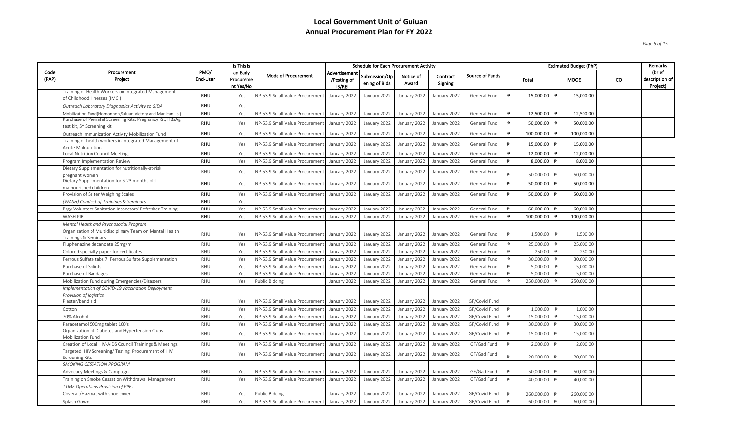# Local Government Unit of Guiuan
## Annual Procurement Plan for FY 2022

| Code (PAP) | Procurement Project | PMO/ End-User | Is This is an Early Procurement Yes/No | Mode of Procurement | Schedule for Each Procurement Activity | | | | Source of Funds | Estimated Budget (PhP) | | | Remarks (brief description of Project) |
|---|---|---|---|---|---|---|---|---|---|---|---|---|---|
| | | | | | Advertisement /Posting of IB/REI | Submission/Opening of Bids | Notice of Award | Contract Signing | | Total | MOOE | CO | |
| | Training of Health Workers on Integrated Management of Childhood Illnesses (IMCI) | RHU | Yes | NP-53.9 Small Value Procurement | January 2022 | January 2022 | January 2022 | January 2022 | General Fund | ₱ 15,000.00 | ₱ 15,000.00 | | |
| | *Outreach Laboratory Diagnostics Activity to GIDA* | RHU | Yes | | | | | | | | | | |
| | Mobilization Fund(Homonhon,Suluan,Victory and Manicani Is.) | RHU | Yes | NP-53.9 Small Value Procurement | January 2022 | January 2022 | January 2022 | January 2022 | General Fund | ₱ 12,500.00 | ₱ 12,500.00 | | |
| | Purchase of Prenatal Screening Kits, Pregnancy Kit, HBsAg test kit, SY Screening kit | RHU | Yes | NP-53.9 Small Value Procurement | January 2022 | January 2022 | January 2022 | January 2022 | General Fund | ₱ 50,000.00 | ₱ 50,000.00 | | |
| | Outreach Immunization Activity Mobilization Fund | RHU | Yes | NP-53.9 Small Value Procurement | January 2022 | January 2022 | January 2022 | January 2022 | General Fund | ₱ 100,000.00 | ₱ 100,000.00 | | |
| | Training of health workers in Integrated Management of Acute Malnutrition | RHU | Yes | NP-53.9 Small Value Procurement | January 2022 | January 2022 | January 2022 | January 2022 | General Fund | ₱ 15,000.00 | ₱ 15,000.00 | | |
| | Local Nutrition Council Meetings | RHU | Yes | NP-53.9 Small Value Procurement | January 2022 | January 2022 | January 2022 | January 2022 | General Fund | ₱ 12,000.00 | ₱ 12,000.00 | | |
| | Program Implementation Review | RHU | Yes | NP-53.9 Small Value Procurement | January 2022 | January 2022 | January 2022 | January 2022 | General Fund | ₱ 8,000.00 | ₱ 8,000.00 | | |
| | Dietary Supplementation for nutritionally-at-risk pregnant women | RHU | Yes | NP-53.9 Small Value Procurement | January 2022 | January 2022 | January 2022 | January 2022 | General Fund | ₱ 50,000.00 | ₱ 50,000.00 | | |
| | Dietary Supplementation for 6-23 months old malnourished children | RHU | Yes | NP-53.9 Small Value Procurement | January 2022 | January 2022 | January 2022 | January 2022 | General Fund | ₱ 50,000.00 | ₱ 50,000.00 | | |
| | Provision of Salter Weighing Scales | RHU | Yes | NP-53.9 Small Value Procurement | January 2022 | January 2022 | January 2022 | January 2022 | General Fund | ₱ 50,000.00 | ₱ 50,000.00 | | |
| | *(WASH) Conduct of Trainings & Seminars* | RHU | Yes | | | | | | | | | | |
| | Brgy Volunteer Sanitation Inspectors' Refresher Training | RHU | Yes | NP-53.9 Small Value Procurement | January 2022 | January 2022 | January 2022 | January 2022 | General Fund | ₱ 60,000.00 | ₱ 60,000.00 | | |
| | WASH PIR | RHU | Yes | NP-53.9 Small Value Procurement | January 2022 | January 2022 | January 2022 | January 2022 | General Fund | ₱ 100,000.00 | ₱ 100,000.00 | | |
| | *Mental Health and Psychosocial Program* | | | | | | | | | | | | |
| | Organization of Multidisciplinary Team on Mental Health Trainings & Seminars | RHU | Yes | NP-53.9 Small Value Procurement | January 2022 | January 2022 | January 2022 | January 2022 | General Fund | ₱ 1,500.00 | ₱ 1,500.00 | | |
| | Fluphenazine decanoate 25mg/ml | RHU | Yes | NP-53.9 Small Value Procurement | January 2022 | January 2022 | January 2022 | January 2022 | General Fund | ₱ 25,000.00 | ₱ 25,000.00 | | |
| | Colored specialty paper for certificates | RHU | Yes | NP-53.9 Small Value Procurement | January 2022 | January 2022 | January 2022 | January 2022 | General Fund | ₱ 250.00 | ₱ 250.00 | | |
| | Ferrous Sulfate tabs 7. Ferrous Sulfate Supplementation | RHU | Yes | NP-53.9 Small Value Procurement | January 2022 | January 2022 | January 2022 | January 2022 | General Fund | ₱ 30,000.00 | ₱ 30,000.00 | | |
| | Purchase of Splints | RHU | Yes | NP-53.9 Small Value Procurement | January 2022 | January 2022 | January 2022 | January 2022 | General Fund | ₱ 5,000.00 | ₱ 5,000.00 | | |
| | Purchase of Bandages | RHU | Yes | NP-53.9 Small Value Procurement | January 2022 | January 2022 | January 2022 | January 2022 | General Fund | ₱ 5,000.00 | ₱ 5,000.00 | | |
| | Mobilization Fund during Emergencies/Disasters | RHU | Yes | Public Bidding | January 2022 | January 2022 | January 2022 | January 2022 | General Fund | ₱ 250,000.00 | ₱ 250,000.00 | | |
| | *Implementation of COVID-19 Vaccination Deployment Provision of logistics* | | | | | | | | | | | | |
| | Plaster/band aid | RHU | Yes | NP-53.9 Small Value Procurement | January 2022 | January 2022 | January 2022 | January 2022 | GF/Covid Fund | | | | |
| | Cotton | RHU | Yes | NP-53.9 Small Value Procurement | January 2022 | January 2022 | January 2022 | January 2022 | GF/Covid Fund | ₱ 1,000.00 | ₱ 1,000.00 | | |
| | 70% Alcohol | RHU | Yes | NP-53.9 Small Value Procurement | January 2022 | January 2022 | January 2022 | January 2022 | GF/Covid Fund | ₱ 15,000.00 | ₱ 15,000.00 | | |
| | Paracetamol 500mg tablet 100's | RHU | Yes | NP-53.9 Small Value Procurement | January 2022 | January 2022 | January 2022 | January 2022 | GF/Covid Fund | ₱ 30,000.00 | ₱ 30,000.00 | | |
| | Organization of Diabetes and Hypertension Clubs Mobilization Fund | RHU | Yes | NP-53.9 Small Value Procurement | January 2022 | January 2022 | January 2022 | January 2022 | GF/Covid Fund | ₱ 15,000.00 | ₱ 15,000.00 | | |
| | Creation of Local HIV-AIDS Council Trainings & Meetings | RHU | Yes | NP-53.9 Small Value Procurement | January 2022 | January 2022 | January 2022 | January 2022 | GF/Gad Fund | ₱ 2,000.00 | ₱ 2,000.00 | | |
| | Targeted HIV Screening/ Testing Procurement of HIV Screening Kits | RHU | Yes | NP-53.9 Small Value Procurement | January 2022 | January 2022 | January 2022 | January 2022 | GF/Gad Fund | ₱ 20,000.00 | ₱ 20,000.00 | | |
| | *SMOKING CESSATION PROGRAM* | | | | | | | | | | | | |
| | Advocacy Meetings & Campaign | RHU | Yes | NP-53.9 Small Value Procurement | January 2022 | January 2022 | January 2022 | January 2022 | GF/Gad Fund | ₱ 50,000.00 | ₱ 50,000.00 | | |
| | Training on Smoke Cessation Withdrawal Management | RHU | Yes | NP-53.9 Small Value Procurement | January 2022 | January 2022 | January 2022 | January 2022 | GF/Gad Fund | ₱ 40,000.00 | ₱ 40,000.00 | | |
| | *TTMF Operations Provision of PPEs* | | | | | | | | | | | | |
| | Coverall/Hazmat with shoe cover | RHU | Yes | Public Bidding | January 2022 | January 2022 | January 2022 | January 2022 | GF/Covid Fund | ₱ 260,000.00 | ₱ 260,000.00 | | |
| | Splash Gown | RHU | Yes | NP-53.9 Small Value Procurement | January 2022 | January 2022 | January 2022 | January 2022 | GF/Covid Fund | ₱ 60,000.00 | ₱ 60,000.00 | | |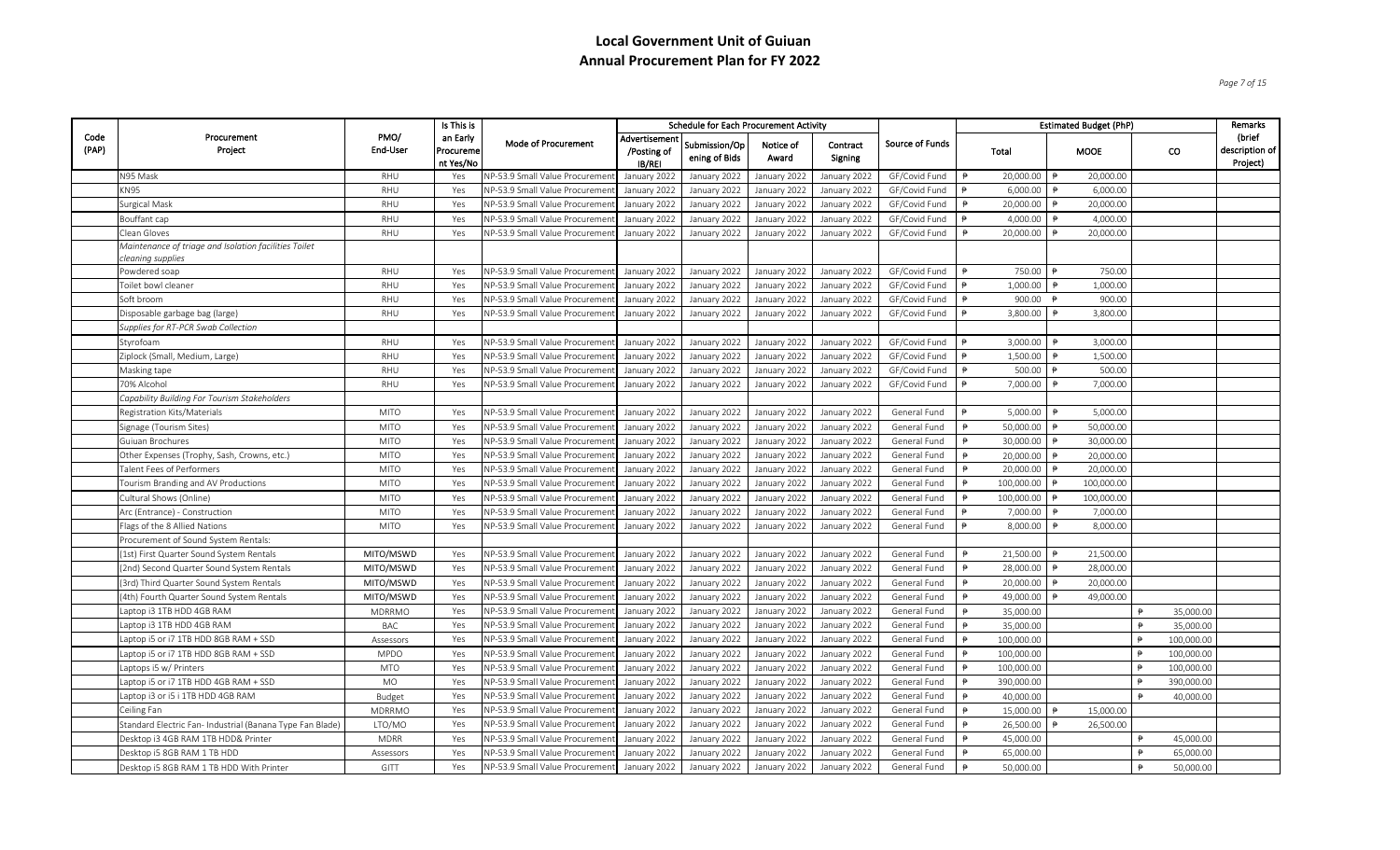# Local Government Unit of Guiuan
## Annual Procurement Plan for FY 2022

| Code (PAP) | Procurement Project | PMO/ End-User | Is This is an Early Procurement Yes/No | Mode of Procurement | Schedule for Each Procurement Activity | | | | Source of Funds | Estimated Budget (PhP) | | | Remarks (brief description of Project) |
|---|---|---|---|---|---|---|---|---|---|---|---|---|---|
| | | | | | Advertisement/Posting of IB/REI | Submission/Opening of Bids | Notice of Award | Contract Signing | | Total | MOOE | CO | |
| | N95 Mask | RHU | Yes | NP-53.9 Small Value Procurement | January 2022 | January 2022 | January 2022 | January 2022 | GF/Covid Fund | ₱ 20,000.00 | ₱ 20,000.00 | | |
| | KN95 | RHU | Yes | NP-53.9 Small Value Procurement | January 2022 | January 2022 | January 2022 | January 2022 | GF/Covid Fund | ₱ 6,000.00 | ₱ 6,000.00 | | |
| | Surgical Mask | RHU | Yes | NP-53.9 Small Value Procurement | January 2022 | January 2022 | January 2022 | January 2022 | GF/Covid Fund | ₱ 20,000.00 | ₱ 20,000.00 | | |
| | Bouffant cap | RHU | Yes | NP-53.9 Small Value Procurement | January 2022 | January 2022 | January 2022 | January 2022 | GF/Covid Fund | ₱ 4,000.00 | ₱ 4,000.00 | | |
| | Clean Gloves | RHU | Yes | NP-53.9 Small Value Procurement | January 2022 | January 2022 | January 2022 | January 2022 | GF/Covid Fund | ₱ 20,000.00 | ₱ 20,000.00 | | |
| | *Maintenance of triage and Isolation facilities Toilet cleaning supplies* | | | | | | | | | | | | |
| | Powdered soap | RHU | Yes | NP-53.9 Small Value Procurement | January 2022 | January 2022 | January 2022 | January 2022 | GF/Covid Fund | ₱ 750.00 | ₱ 750.00 | | |
| | Toilet bowl cleaner | RHU | Yes | NP-53.9 Small Value Procurement | January 2022 | January 2022 | January 2022 | January 2022 | GF/Covid Fund | ₱ 1,000.00 | ₱ 1,000.00 | | |
| | Soft broom | RHU | Yes | NP-53.9 Small Value Procurement | January 2022 | January 2022 | January 2022 | January 2022 | GF/Covid Fund | ₱ 900.00 | ₱ 900.00 | | |
| | Disposable garbage bag (large) | RHU | Yes | NP-53.9 Small Value Procurement | January 2022 | January 2022 | January 2022 | January 2022 | GF/Covid Fund | ₱ 3,800.00 | ₱ 3,800.00 | | |
| | *Supplies for RT-PCR Swab Collection* | | | | | | | | | | | | |
| | Styrofoam | RHU | Yes | NP-53.9 Small Value Procurement | January 2022 | January 2022 | January 2022 | January 2022 | GF/Covid Fund | ₱ 3,000.00 | ₱ 3,000.00 | | |
| | Ziplock (Small, Medium, Large) | RHU | Yes | NP-53.9 Small Value Procurement | January 2022 | January 2022 | January 2022 | January 2022 | GF/Covid Fund | ₱ 1,500.00 | ₱ 1,500.00 | | |
| | Masking tape | RHU | Yes | NP-53.9 Small Value Procurement | January 2022 | January 2022 | January 2022 | January 2022 | GF/Covid Fund | ₱ 500.00 | ₱ 500.00 | | |
| | 70% Alcohol | RHU | Yes | NP-53.9 Small Value Procurement | January 2022 | January 2022 | January 2022 | January 2022 | GF/Covid Fund | ₱ 7,000.00 | ₱ 7,000.00 | | |
| | *Capability Building For Tourism Stakeholders* | | | | | | | | | | | | |
| | Registration Kits/Materials | MITO | Yes | NP-53.9 Small Value Procurement | January 2022 | January 2022 | January 2022 | January 2022 | General Fund | ₱ 5,000.00 | ₱ 5,000.00 | | |
| | Signage (Tourism Sites) | MITO | Yes | NP-53.9 Small Value Procurement | January 2022 | January 2022 | January 2022 | January 2022 | General Fund | ₱ 50,000.00 | ₱ 50,000.00 | | |
| | Guiuan Brochures | MITO | Yes | NP-53.9 Small Value Procurement | January 2022 | January 2022 | January 2022 | January 2022 | General Fund | ₱ 30,000.00 | ₱ 30,000.00 | | |
| | Other Expenses (Trophy, Sash, Crowns, etc.) | MITO | Yes | NP-53.9 Small Value Procurement | January 2022 | January 2022 | January 2022 | January 2022 | General Fund | ₱ 20,000.00 | ₱ 20,000.00 | | |
| | Talent Fees of Performers | MITO | Yes | NP-53.9 Small Value Procurement | January 2022 | January 2022 | January 2022 | January 2022 | General Fund | ₱ 20,000.00 | ₱ 20,000.00 | | |
| | Tourism Branding and AV Productions | MITO | Yes | NP-53.9 Small Value Procurement | January 2022 | January 2022 | January 2022 | January 2022 | General Fund | ₱ 100,000.00 | ₱ 100,000.00 | | |
| | Cultural Shows (Online) | MITO | Yes | NP-53.9 Small Value Procurement | January 2022 | January 2022 | January 2022 | January 2022 | General Fund | ₱ 100,000.00 | ₱ 100,000.00 | | |
| | Arc (Entrance) - Construction | MITO | Yes | NP-53.9 Small Value Procurement | January 2022 | January 2022 | January 2022 | January 2022 | General Fund | ₱ 7,000.00 | ₱ 7,000.00 | | |
| | Flags of the 8 Allied Nations | MITO | Yes | NP-53.9 Small Value Procurement | January 2022 | January 2022 | January 2022 | January 2022 | General Fund | ₱ 8,000.00 | ₱ 8,000.00 | | |
| | Procurement of Sound System Rentals: | | | | | | | | | | | | |
| | (1st) First Quarter Sound System Rentals | MITO/MSWD | Yes | NP-53.9 Small Value Procurement | January 2022 | January 2022 | January 2022 | January 2022 | General Fund | ₱ 21,500.00 | ₱ 21,500.00 | | |
| | (2nd) Second Quarter Sound System Rentals | MITO/MSWD | Yes | NP-53.9 Small Value Procurement | January 2022 | January 2022 | January 2022 | January 2022 | General Fund | ₱ 28,000.00 | ₱ 28,000.00 | | |
| | (3rd) Third Quarter Sound System Rentals | MITO/MSWD | Yes | NP-53.9 Small Value Procurement | January 2022 | January 2022 | January 2022 | January 2022 | General Fund | ₱ 20,000.00 | ₱ 20,000.00 | | |
| | (4th) Fourth Quarter Sound System Rentals | MITO/MSWD | Yes | NP-53.9 Small Value Procurement | January 2022 | January 2022 | January 2022 | January 2022 | General Fund | ₱ 49,000.00 | ₱ 49,000.00 | | |
| | Laptop i3 1TB HDD 4GB RAM | MDRRMO | Yes | NP-53.9 Small Value Procurement | January 2022 | January 2022 | January 2022 | January 2022 | General Fund | ₱ 35,000.00 | | ₱ 35,000.00 | |
| | Laptop i3 1TB HDD 4GB RAM | BAC | Yes | NP-53.9 Small Value Procurement | January 2022 | January 2022 | January 2022 | January 2022 | General Fund | ₱ 35,000.00 | | ₱ 35,000.00 | |
| | Laptop i5 or i7 1TB HDD 8GB RAM + SSD | Assessors | Yes | NP-53.9 Small Value Procurement | January 2022 | January 2022 | January 2022 | January 2022 | General Fund | ₱ 100,000.00 | | ₱ 100,000.00 | |
| | Laptop i5 or i7 1TB HDD 8GB RAM + SSD | MPDO | Yes | NP-53.9 Small Value Procurement | January 2022 | January 2022 | January 2022 | January 2022 | General Fund | ₱ 100,000.00 | | ₱ 100,000.00 | |
| | Laptops i5 w/ Printers | MTO | Yes | NP-53.9 Small Value Procurement | January 2022 | January 2022 | January 2022 | January 2022 | General Fund | ₱ 100,000.00 | | ₱ 100,000.00 | |
| | Laptop i5 or i7 1TB HDD 4GB RAM + SSD | MO | Yes | NP-53.9 Small Value Procurement | January 2022 | January 2022 | January 2022 | January 2022 | General Fund | ₱ 390,000.00 | | ₱ 390,000.00 | |
| | Laptop i3 or i5 i 1TB HDD 4GB RAM | Budget | Yes | NP-53.9 Small Value Procurement | January 2022 | January 2022 | January 2022 | January 2022 | General Fund | ₱ 40,000.00 | | ₱ 40,000.00 | |
| | Ceiling Fan | MDRRMO | Yes | NP-53.9 Small Value Procurement | January 2022 | January 2022 | January 2022 | January 2022 | General Fund | ₱ 15,000.00 | ₱ 15,000.00 | | |
| | Standard Electric Fan- Industrial (Banana Type Fan Blade) | LTO/MO | Yes | NP-53.9 Small Value Procurement | January 2022 | January 2022 | January 2022 | January 2022 | General Fund | ₱ 26,500.00 | ₱ 26,500.00 | | |
| | Desktop i3 4GB RAM 1TB HDD& Printer | MDRR | Yes | NP-53.9 Small Value Procurement | January 2022 | January 2022 | January 2022 | January 2022 | General Fund | ₱ 45,000.00 | | ₱ 45,000.00 | |
| | Desktop i5 8GB RAM 1 TB HDD | Assessors | Yes | NP-53.9 Small Value Procurement | January 2022 | January 2022 | January 2022 | January 2022 | General Fund | ₱ 65,000.00 | | ₱ 65,000.00 | |
| | Desktop i5 8GB RAM 1 TB HDD With Printer | GITT | Yes | NP-53.9 Small Value Procurement | January 2022 | January 2022 | January 2022 | January 2022 | General Fund | ₱ 50,000.00 | | ₱ 50,000.00 | |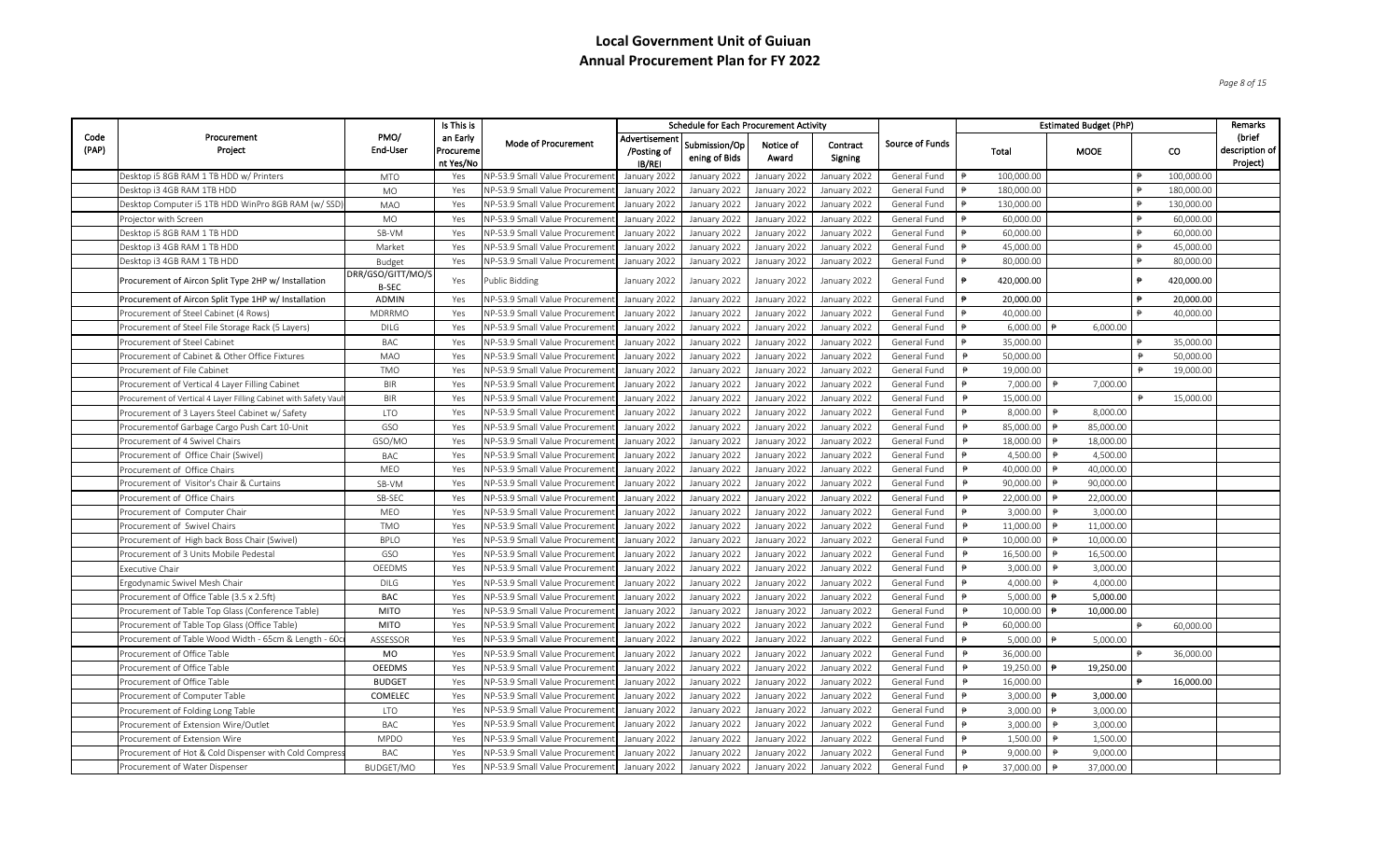# Local Government Unit of Guiuan

## Annual Procurement Plan for FY 2022

| Code (PAP) | Procurement Project | PMO/ End-User | Is This is an Early Procurement Yes/No | Mode of Procurement | Schedule for Each Procurement Activity | | | | Source of Funds | Estimated Budget (PhP) | | | Remarks (brief description of Project) |
|---|---|---|---|---|---|---|---|---|---|---|---|---|---|
| | | | | | Advertisement/Posting of IB/REI | Submission/Opening of Bids | Notice of Award | Contract Signing | | Total | MOOE | CO | |
| | Desktop i5 8GB RAM 1 TB HDD w/ Printers | MTO | Yes | NP-53.9 Small Value Procurement | January 2022 | January 2022 | January 2022 | January 2022 | General Fund | ₱ 100,000.00 | | ₱ 100,000.00 | |
| | Desktop i3 4GB RAM 1TB HDD | MO | Yes | NP-53.9 Small Value Procurement | January 2022 | January 2022 | January 2022 | January 2022 | General Fund | ₱ 180,000.00 | | ₱ 180,000.00 | |
| | Desktop Computer i5 1TB HDD WinPro 8GB RAM (w/ SSD) | MAO | Yes | NP-53.9 Small Value Procurement | January 2022 | January 2022 | January 2022 | January 2022 | General Fund | ₱ 130,000.00 | | ₱ 130,000.00 | |
| | Projector with Screen | MO | Yes | NP-53.9 Small Value Procurement | January 2022 | January 2022 | January 2022 | January 2022 | General Fund | ₱ 60,000.00 | | ₱ 60,000.00 | |
| | Desktop i5 8GB RAM 1 TB HDD | SB-VM | Yes | NP-53.9 Small Value Procurement | January 2022 | January 2022 | January 2022 | January 2022 | General Fund | ₱ 60,000.00 | | ₱ 60,000.00 | |
| | Desktop i3 4GB RAM 1 TB HDD | Market | Yes | NP-53.9 Small Value Procurement | January 2022 | January 2022 | January 2022 | January 2022 | General Fund | ₱ 45,000.00 | | ₱ 45,000.00 | |
| | Desktop i3 4GB RAM 1 TB HDD | Budget | Yes | NP-53.9 Small Value Procurement | January 2022 | January 2022 | January 2022 | January 2022 | General Fund | ₱ 80,000.00 | | ₱ 80,000.00 | |
| | Procurement of Aircon Split Type 2HP w/ Installation | DRR/GSO/GITT/MO/SB-SEC | Yes | Public Bidding | January 2022 | January 2022 | January 2022 | January 2022 | General Fund | ₱ 420,000.00 | | ₱ 420,000.00 | |
| | Procurement of Aircon Split Type 1HP w/ Installation | ADMIN | Yes | NP-53.9 Small Value Procurement | January 2022 | January 2022 | January 2022 | January 2022 | General Fund | ₱ 20,000.00 | | ₱ 20,000.00 | |
| | Procurement of Steel Cabinet (4 Rows) | MDRRMO | Yes | NP-53.9 Small Value Procurement | January 2022 | January 2022 | January 2022 | January 2022 | General Fund | ₱ 40,000.00 | | ₱ 40,000.00 | |
| | Procurement of Steel File Storage Rack (5 Layers) | DILG | Yes | NP-53.9 Small Value Procurement | January 2022 | January 2022 | January 2022 | January 2022 | General Fund | ₱ 6,000.00 | ₱ 6,000.00 | | |
| | Procurement of Steel Cabinet | BAC | Yes | NP-53.9 Small Value Procurement | January 2022 | January 2022 | January 2022 | January 2022 | General Fund | ₱ 35,000.00 | | ₱ 35,000.00 | |
| | Procurement of Cabinet & Other Office Fixtures | MAO | Yes | NP-53.9 Small Value Procurement | January 2022 | January 2022 | January 2022 | January 2022 | General Fund | ₱ 50,000.00 | | ₱ 50,000.00 | |
| | Procurement of File Cabinet | TMO | Yes | NP-53.9 Small Value Procurement | January 2022 | January 2022 | January 2022 | January 2022 | General Fund | ₱ 19,000.00 | | ₱ 19,000.00 | |
| | Procurement of Vertical 4 Layer Filling Cabinet | BIR | Yes | NP-53.9 Small Value Procurement | January 2022 | January 2022 | January 2022 | January 2022 | General Fund | ₱ 7,000.00 | ₱ 7,000.00 | | |
| | Procurement of Vertical 4 Layer Filling Cabinet with Safety Vault | BIR | Yes | NP-53.9 Small Value Procurement | January 2022 | January 2022 | January 2022 | January 2022 | General Fund | ₱ 15,000.00 | | ₱ 15,000.00 | |
| | Procurement of 3 Layers Steel Cabinet w/ Safety | LTO | Yes | NP-53.9 Small Value Procurement | January 2022 | January 2022 | January 2022 | January 2022 | General Fund | ₱ 8,000.00 | ₱ 8,000.00 | | |
| | Procurementof Garbage Cargo Push Cart 10-Unit | GSO | Yes | NP-53.9 Small Value Procurement | January 2022 | January 2022 | January 2022 | January 2022 | General Fund | ₱ 85,000.00 | ₱ 85,000.00 | | |
| | Procurement of 4 Swivel Chairs | GSO/MO | Yes | NP-53.9 Small Value Procurement | January 2022 | January 2022 | January 2022 | January 2022 | General Fund | ₱ 18,000.00 | ₱ 18,000.00 | | |
| | Procurement of Office Chair (Swivel) | BAC | Yes | NP-53.9 Small Value Procurement | January 2022 | January 2022 | January 2022 | January 2022 | General Fund | ₱ 4,500.00 | ₱ 4,500.00 | | |
| | Procurement of Office Chairs | MEO | Yes | NP-53.9 Small Value Procurement | January 2022 | January 2022 | January 2022 | January 2022 | General Fund | ₱ 40,000.00 | ₱ 40,000.00 | | |
| | Procurement of Visitor's Chair & Curtains | SB-VM | Yes | NP-53.9 Small Value Procurement | January 2022 | January 2022 | January 2022 | January 2022 | General Fund | ₱ 90,000.00 | ₱ 90,000.00 | | |
| | Procurement of Office Chairs | SB-SEC | Yes | NP-53.9 Small Value Procurement | January 2022 | January 2022 | January 2022 | January 2022 | General Fund | ₱ 22,000.00 | ₱ 22,000.00 | | |
| | Procurement of Computer Chair | MEO | Yes | NP-53.9 Small Value Procurement | January 2022 | January 2022 | January 2022 | January 2022 | General Fund | ₱ 3,000.00 | ₱ 3,000.00 | | |
| | Procurement of Swivel Chairs | TMO | Yes | NP-53.9 Small Value Procurement | January 2022 | January 2022 | January 2022 | January 2022 | General Fund | ₱ 11,000.00 | ₱ 11,000.00 | | |
| | Procurement of High back Boss Chair (Swivel) | BPLO | Yes | NP-53.9 Small Value Procurement | January 2022 | January 2022 | January 2022 | January 2022 | General Fund | ₱ 10,000.00 | ₱ 10,000.00 | | |
| | Procurement of 3 Units Mobile Pedestal | GSO | Yes | NP-53.9 Small Value Procurement | January 2022 | January 2022 | January 2022 | January 2022 | General Fund | ₱ 16,500.00 | ₱ 16,500.00 | | |
| | Executive Chair | OEEDMS | Yes | NP-53.9 Small Value Procurement | January 2022 | January 2022 | January 2022 | January 2022 | General Fund | ₱ 3,000.00 | ₱ 3,000.00 | | |
| | Ergodynamic Swivel Mesh Chair | DILG | Yes | NP-53.9 Small Value Procurement | January 2022 | January 2022 | January 2022 | January 2022 | General Fund | ₱ 4,000.00 | ₱ 4,000.00 | | |
| | Procurement of Office Table (3.5 x 2.5ft) | BAC | Yes | NP-53.9 Small Value Procurement | January 2022 | January 2022 | January 2022 | January 2022 | General Fund | ₱ 5,000.00 | ₱ 5,000.00 | | |
| | Procurement of Table Top Glass (Conference Table) | MITO | Yes | NP-53.9 Small Value Procurement | January 2022 | January 2022 | January 2022 | January 2022 | General Fund | ₱ 10,000.00 | ₱ 10,000.00 | | |
| | Procurement of Table Top Glass (Office Table) | MITO | Yes | NP-53.9 Small Value Procurement | January 2022 | January 2022 | January 2022 | January 2022 | General Fund | ₱ 60,000.00 | | ₱ 60,000.00 | |
| | Procurement of Table Wood Width - 65cm & Length - 60cm | ASSESSOR | Yes | NP-53.9 Small Value Procurement | January 2022 | January 2022 | January 2022 | January 2022 | General Fund | ₱ 5,000.00 | ₱ 5,000.00 | | |
| | Procurement of Office Table | MO | Yes | NP-53.9 Small Value Procurement | January 2022 | January 2022 | January 2022 | January 2022 | General Fund | ₱ 36,000.00 | | ₱ 36,000.00 | |
| | Procurement of Office Table | OEEDMS | Yes | NP-53.9 Small Value Procurement | January 2022 | January 2022 | January 2022 | January 2022 | General Fund | ₱ 19,250.00 | ₱ 19,250.00 | | |
| | Procurement of Office Table | BUDGET | Yes | NP-53.9 Small Value Procurement | January 2022 | January 2022 | January 2022 | January 2022 | General Fund | ₱ 16,000.00 | | ₱ 16,000.00 | |
| | Procurement of Computer Table | COMELEC | Yes | NP-53.9 Small Value Procurement | January 2022 | January 2022 | January 2022 | January 2022 | General Fund | ₱ 3,000.00 | ₱ 3,000.00 | | |
| | Procurement of Folding Long Table | LTO | Yes | NP-53.9 Small Value Procurement | January 2022 | January 2022 | January 2022 | January 2022 | General Fund | ₱ 3,000.00 | ₱ 3,000.00 | | |
| | Procurement of Extension Wire/Outlet | BAC | Yes | NP-53.9 Small Value Procurement | January 2022 | January 2022 | January 2022 | January 2022 | General Fund | ₱ 3,000.00 | ₱ 3,000.00 | | |
| | Procurement of Extension Wire | MPDO | Yes | NP-53.9 Small Value Procurement | January 2022 | January 2022 | January 2022 | January 2022 | General Fund | ₱ 1,500.00 | ₱ 1,500.00 | | |
| | Procurement of Hot & Cold Dispenser with Cold Compress | BAC | Yes | NP-53.9 Small Value Procurement | January 2022 | January 2022 | January 2022 | January 2022 | General Fund | ₱ 9,000.00 | ₱ 9,000.00 | | |
| | Procurement of Water Dispenser | BUDGET/MO | Yes | NP-53.9 Small Value Procurement | January 2022 | January 2022 | January 2022 | January 2022 | General Fund | ₱ 37,000.00 | ₱ 37,000.00 | | |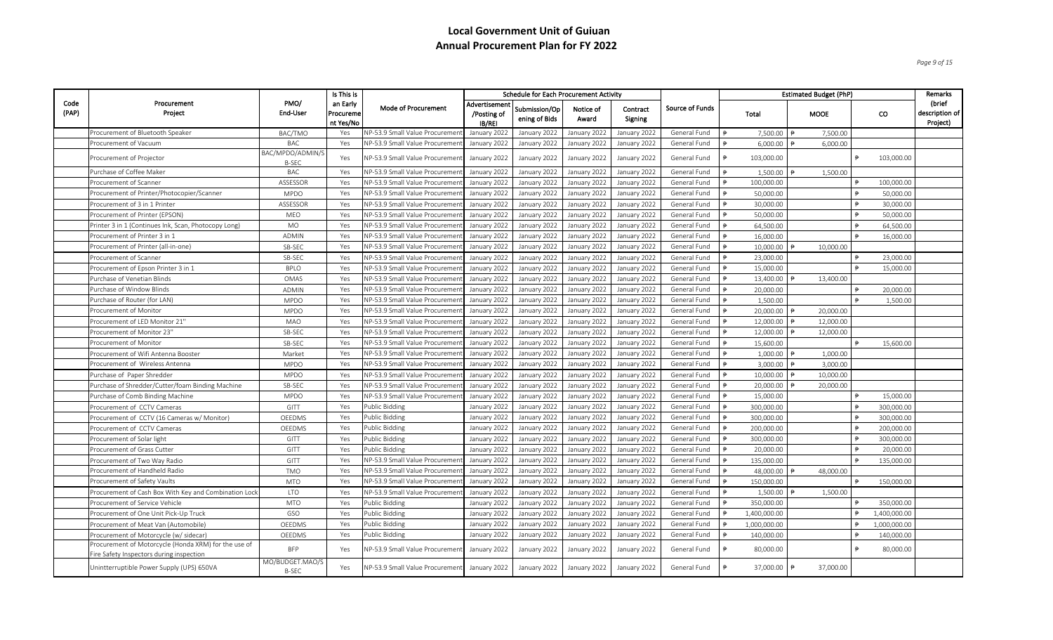# Local Government Unit of Guiuan
## Annual Procurement Plan for FY 2022

| Code (PAP) | Procurement Project | PMO/ End-User | Is This is an Early Procurement Yes/No | Mode of Procurement | Schedule for Each Procurement Activity | | | | Source of Funds | Estimated Budget (PhP) | | | Remarks (brief description of Project) |
|---|---|---|---|---|---|---|---|---|---|---|---|---|---|
| | | | | | Advertisement/Posting of IB/REI | Submission/Opening of Bids | Notice of Award | Contract Signing | | Total | MOOE | CO | |
| | Procurement of Bluetooth Speaker | BAC/TMO | Yes | NP-53.9 Small Value Procurement | January 2022 | January 2022 | January 2022 | January 2022 | General Fund | ₱ 7,500.00 | ₱ 7,500.00 | | |
| | Procurement of Vacuum | BAC | Yes | NP-53.9 Small Value Procurement | January 2022 | January 2022 | January 2022 | January 2022 | General Fund | ₱ 6,000.00 | ₱ 6,000.00 | | |
| | Procurement of Projector | BAC/MPDO/ADMIN/S B-SEC | Yes | NP-53.9 Small Value Procurement | January 2022 | January 2022 | January 2022 | January 2022 | General Fund | ₱ 103,000.00 | | ₱ 103,000.00 | |
| | Purchase of Coffee Maker | BAC | Yes | NP-53.9 Small Value Procurement | January 2022 | January 2022 | January 2022 | January 2022 | General Fund | ₱ 1,500.00 | ₱ 1,500.00 | | |
| | Procurement of Scanner | ASSESSOR | Yes | NP-53.9 Small Value Procurement | January 2022 | January 2022 | January 2022 | January 2022 | General Fund | ₱ 100,000.00 | | ₱ 100,000.00 | |
| | Procurement of Printer/Photocopier/Scanner | MPDO | Yes | NP-53.9 Small Value Procurement | January 2022 | January 2022 | January 2022 | January 2022 | General Fund | ₱ 50,000.00 | | ₱ 50,000.00 | |
| | Procurement of 3 in 1 Printer | ASSESSOR | Yes | NP-53.9 Small Value Procurement | January 2022 | January 2022 | January 2022 | January 2022 | General Fund | ₱ 30,000.00 | | ₱ 30,000.00 | |
| | Procurement of Printer (EPSON) | MEO | Yes | NP-53.9 Small Value Procurement | January 2022 | January 2022 | January 2022 | January 2022 | General Fund | ₱ 50,000.00 | | ₱ 50,000.00 | |
| | Printer 3 in 1 (Continues Ink, Scan, Photocopy Long) | MO | Yes | NP-53.9 Small Value Procurement | January 2022 | January 2022 | January 2022 | January 2022 | General Fund | ₱ 64,500.00 | | ₱ 64,500.00 | |
| | Procurement of Printer 3 in 1 | ADMIN | Yes | NP-53.9 Small Value Procurement | January 2022 | January 2022 | January 2022 | January 2022 | General Fund | ₱ 16,000.00 | | ₱ 16,000.00 | |
| | Procurement of Printer (all-in-one) | SB-SEC | Yes | NP-53.9 Small Value Procurement | January 2022 | January 2022 | January 2022 | January 2022 | General Fund | ₱ 10,000.00 | ₱ 10,000.00 | | |
| | Procurement of Scanner | SB-SEC | Yes | NP-53.9 Small Value Procurement | January 2022 | January 2022 | January 2022 | January 2022 | General Fund | ₱ 23,000.00 | | ₱ 23,000.00 | |
| | Procurement of Epson Printer 3 in 1 | BPLO | Yes | NP-53.9 Small Value Procurement | January 2022 | January 2022 | January 2022 | January 2022 | General Fund | ₱ 15,000.00 | | ₱ 15,000.00 | |
| | Purchase of Venetian Blinds | OMAS | Yes | NP-53.9 Small Value Procurement | January 2022 | January 2022 | January 2022 | January 2022 | General Fund | ₱ 13,400.00 | ₱ 13,400.00 | | |
| | Purchase of Window Blinds | ADMIN | Yes | NP-53.9 Small Value Procurement | January 2022 | January 2022 | January 2022 | January 2022 | General Fund | ₱ 20,000.00 | | ₱ 20,000.00 | |
| | Purchase of Router (for LAN) | MPDO | Yes | NP-53.9 Small Value Procurement | January 2022 | January 2022 | January 2022 | January 2022 | General Fund | ₱ 1,500.00 | | ₱ 1,500.00 | |
| | Procurement of Monitor | MPDO | Yes | NP-53.9 Small Value Procurement | January 2022 | January 2022 | January 2022 | January 2022 | General Fund | ₱ 20,000.00 | ₱ 20,000.00 | | |
| | Procurement of LED Monitor 21" | MAO | Yes | NP-53.9 Small Value Procurement | January 2022 | January 2022 | January 2022 | January 2022 | General Fund | ₱ 12,000.00 | ₱ 12,000.00 | | |
| | Procurement of Monitor 23" | SB-SEC | Yes | NP-53.9 Small Value Procurement | January 2022 | January 2022 | January 2022 | January 2022 | General Fund | ₱ 12,000.00 | ₱ 12,000.00 | | |
| | Procurement of Monitor | SB-SEC | Yes | NP-53.9 Small Value Procurement | January 2022 | January 2022 | January 2022 | January 2022 | General Fund | ₱ 15,600.00 | | ₱ 15,600.00 | |
| | Procurement of Wifi Antenna Booster | Market | Yes | NP-53.9 Small Value Procurement | January 2022 | January 2022 | January 2022 | January 2022 | General Fund | ₱ 1,000.00 | ₱ 1,000.00 | | |
| | Procurement of Wireless Antenna | MPDO | Yes | NP-53.9 Small Value Procurement | January 2022 | January 2022 | January 2022 | January 2022 | General Fund | ₱ 3,000.00 | ₱ 3,000.00 | | |
| | Purchase of Paper Shredder | MPDO | Yes | NP-53.9 Small Value Procurement | January 2022 | January 2022 | January 2022 | January 2022 | General Fund | ₱ 10,000.00 | ₱ 10,000.00 | | |
| | Purchase of Shredder/Cutter/foam Binding Machine | SB-SEC | Yes | NP-53.9 Small Value Procurement | January 2022 | January 2022 | January 2022 | January 2022 | General Fund | ₱ 20,000.00 | ₱ 20,000.00 | | |
| | Purchase of Comb Binding Machine | MPDO | Yes | NP-53.9 Small Value Procurement | January 2022 | January 2022 | January 2022 | January 2022 | General Fund | ₱ 15,000.00 | | ₱ 15,000.00 | |
| | Procurement of CCTV Cameras | GITT | Yes | Public Bidding | January 2022 | January 2022 | January 2022 | January 2022 | General Fund | ₱ 300,000.00 | | ₱ 300,000.00 | |
| | Procurement of CCTV (16 Cameras w/ Monitor) | OEEDMS | Yes | Public Bidding | January 2022 | January 2022 | January 2022 | January 2022 | General Fund | ₱ 300,000.00 | | ₱ 300,000.00 | |
| | Procurement of CCTV Cameras | OEEDMS | Yes | Public Bidding | January 2022 | January 2022 | January 2022 | January 2022 | General Fund | ₱ 200,000.00 | | ₱ 200,000.00 | |
| | Procurement of Solar light | GITT | Yes | Public Bidding | January 2022 | January 2022 | January 2022 | January 2022 | General Fund | ₱ 300,000.00 | | ₱ 300,000.00 | |
| | Procurement of Grass Cutter | GITT | Yes | Public Bidding | January 2022 | January 2022 | January 2022 | January 2022 | General Fund | ₱ 20,000.00 | | ₱ 20,000.00 | |
| | Procurement of Two Way Radio | GITT | Yes | NP-53.9 Small Value Procurement | January 2022 | January 2022 | January 2022 | January 2022 | General Fund | ₱ 135,000.00 | | ₱ 135,000.00 | |
| | Procurement of Handheld Radio | TMO | Yes | NP-53.9 Small Value Procurement | January 2022 | January 2022 | January 2022 | January 2022 | General Fund | ₱ 48,000.00 | ₱ 48,000.00 | | |
| | Procurement of Safety Vaults | MTO | Yes | NP-53.9 Small Value Procurement | January 2022 | January 2022 | January 2022 | January 2022 | General Fund | ₱ 150,000.00 | | ₱ 150,000.00 | |
| | Procurement of Cash Box With Key and Combination Lock | LTO | Yes | NP-53.9 Small Value Procurement | January 2022 | January 2022 | January 2022 | January 2022 | General Fund | ₱ 1,500.00 | ₱ 1,500.00 | | |
| | Procurement of Service Vehicle | MTO | Yes | Public Bidding | January 2022 | January 2022 | January 2022 | January 2022 | General Fund | ₱ 350,000.00 | | ₱ 350,000.00 | |
| | Procurement of One Unit Pick-Up Truck | GSO | Yes | Public Bidding | January 2022 | January 2022 | January 2022 | January 2022 | General Fund | ₱ 1,400,000.00 | | ₱ 1,400,000.00 | |
| | Procurement of Meat Van (Automobile) | OEEDMS | Yes | Public Bidding | January 2022 | January 2022 | January 2022 | January 2022 | General Fund | ₱ 1,000,000.00 | | ₱ 1,000,000.00 | |
| | Procurement of Motorcycle (w/ sidecar) | OEEDMS | Yes | Public Bidding | January 2022 | January 2022 | January 2022 | January 2022 | General Fund | ₱ 140,000.00 | | ₱ 140,000.00 | |
| | Procurement of Motorcycle (Honda XRM) for the use of Fire Safety Inspectors during inspection | BFP | Yes | NP-53.9 Small Value Procurement | January 2022 | January 2022 | January 2022 | January 2022 | General Fund | ₱ 80,000.00 | | ₱ 80,000.00 | |
| | Unintterruptible Power Supply (UPS) 650VA | MO/BUDGET.MAO/S B-SEC | Yes | NP-53.9 Small Value Procurement | January 2022 | January 2022 | January 2022 | January 2022 | General Fund | ₱ 37,000.00 | ₱ 37,000.00 | | |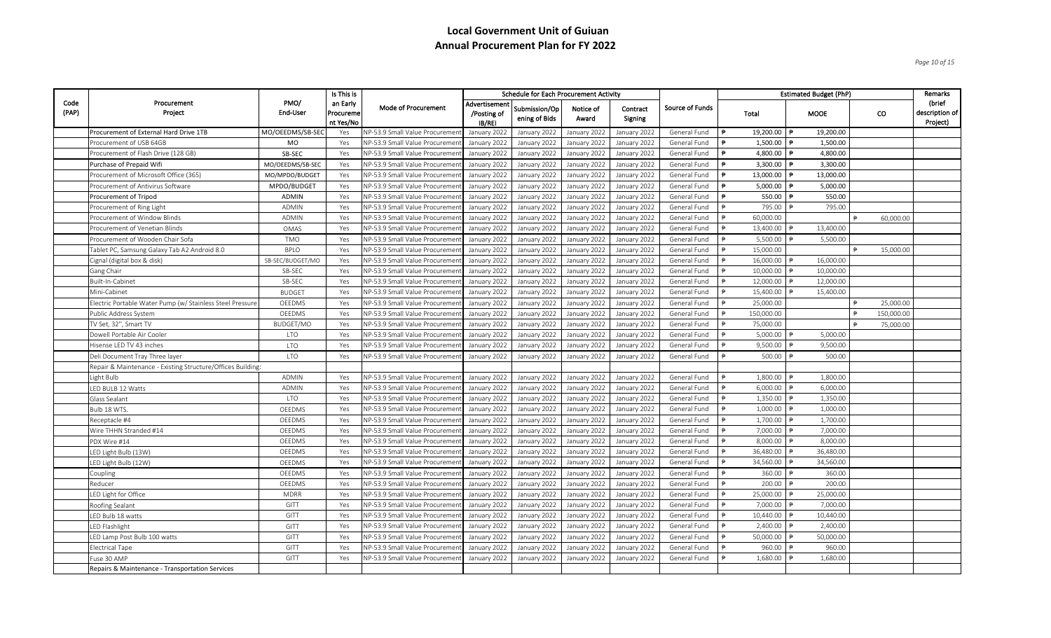# Local Government Unit of Guiuan
## Annual Procurement Plan for FY 2022

| Code (PAP) | Procurement Project | PMO/ End-User | Is This is an Early Procurement Yes/No | Mode of Procurement | Schedule for Each Procurement Activity | | | | Source of Funds | Estimated Budget (PhP) | | | Remarks (brief description of Project) |
|---|---|---|---|---|---|---|---|---|---|---|---|---|---|
| | | | | | Advertisement /Posting of IB/REI | Submission/Opening of Bids | Notice of Award | Contract Signing | | Total | MOOE | CO | |
| | Procurement of External Hard Drive 1TB | MO/OEEDMS/SB-SEC | Yes | NP-53.9 Small Value Procurement | January 2022 | January 2022 | January 2022 | January 2022 | General Fund | ₱ 19,200.00 | ₱ 19,200.00 | | |
| | Procurement of USB 64GB | MO | Yes | NP-53.9 Small Value Procurement | January 2022 | January 2022 | January 2022 | January 2022 | General Fund | ₱ 1,500.00 | ₱ 1,500.00 | | |
| | Procurement of Flash Drive (128 GB) | SB-SEC | Yes | NP-53.9 Small Value Procurement | January 2022 | January 2022 | January 2022 | January 2022 | General Fund | ₱ 4,800.00 | ₱ 4,800.00 | | |
| | Purchase of Prepaid Wifi | MO/OEEDMS/SB-SEC | Yes | NP-53.9 Small Value Procurement | January 2022 | January 2022 | January 2022 | January 2022 | General Fund | ₱ 3,300.00 | ₱ 3,300.00 | | |
| | Procurement of Microsoft Office (365) | MO/MPDO/BUDGET | Yes | NP-53.9 Small Value Procurement | January 2022 | January 2022 | January 2022 | January 2022 | General Fund | ₱ 13,000.00 | ₱ 13,000.00 | | |
| | Procurement of Antivirus Software | MPDO/BUDGET | Yes | NP-53.9 Small Value Procurement | January 2022 | January 2022 | January 2022 | January 2022 | General Fund | ₱ 5,000.00 | ₱ 5,000.00 | | |
| | Procurement of Tripod | ADMIN | Yes | NP-53.9 Small Value Procurement | January 2022 | January 2022 | January 2022 | January 2022 | General Fund | ₱ 550.00 | ₱ 550.00 | | |
| | Procurement of Ring Light | ADMIN | Yes | NP-53.9 Small Value Procurement | January 2022 | January 2022 | January 2022 | January 2022 | General Fund | ₱ 795.00 | ₱ 795.00 | | |
| | Procurement of Window Blinds | ADMIN | Yes | NP-53.9 Small Value Procurement | January 2022 | January 2022 | January 2022 | January 2022 | General Fund | ₱ 60,000.00 | | ₱ 60,000.00 | |
| | Procurement of Venetian Blinds | OMAS | Yes | NP-53.9 Small Value Procurement | January 2022 | January 2022 | January 2022 | January 2022 | General Fund | ₱ 13,400.00 | ₱ 13,400.00 | | |
| | Procurement of Wooden Chair Sofa | TMO | Yes | NP-53.9 Small Value Procurement | January 2022 | January 2022 | January 2022 | January 2022 | General Fund | ₱ 5,500.00 | ₱ 5,500.00 | | |
| | Tablet PC, Samsung Galaxy Tab A2 Android 8.0 | BPLO | Yes | NP-53.9 Small Value Procurement | January 2022 | January 2022 | January 2022 | January 2022 | General Fund | ₱ 15,000.00 | | ₱ 15,000.00 | |
| | Cignal (digital box & disk) | SB-SEC/BUDGET/MO | Yes | NP-53.9 Small Value Procurement | January 2022 | January 2022 | January 2022 | January 2022 | General Fund | ₱ 16,000.00 | ₱ 16,000.00 | | |
| | Gang Chair | SB-SEC | Yes | NP-53.9 Small Value Procurement | January 2022 | January 2022 | January 2022 | January 2022 | General Fund | ₱ 10,000.00 | ₱ 10,000.00 | | |
| | Built-In-Cabinet | SB-SEC | Yes | NP-53.9 Small Value Procurement | January 2022 | January 2022 | January 2022 | January 2022 | General Fund | ₱ 12,000.00 | ₱ 12,000.00 | | |
| | Mini-Cabinet | BUDGET | Yes | NP-53.9 Small Value Procurement | January 2022 | January 2022 | January 2022 | January 2022 | General Fund | ₱ 15,400.00 | ₱ 15,400.00 | | |
| | Electric Portable Water Pump (w/ Stainless Steel Pressure | OEEDMS | Yes | NP-53.9 Small Value Procurement | January 2022 | January 2022 | January 2022 | January 2022 | General Fund | ₱ 25,000.00 | | ₱ 25,000.00 | |
| | Public Address System | OEEDMS | Yes | NP-53.9 Small Value Procurement | January 2022 | January 2022 | January 2022 | January 2022 | General Fund | ₱ 150,000.00 | | ₱ 150,000.00 | |
| | TV Set, 32", Smart TV | BUDGET/MO | Yes | NP-53.9 Small Value Procurement | January 2022 | January 2022 | January 2022 | January 2022 | General Fund | ₱ 75,000.00 | | ₱ 75,000.00 | |
| | Dowell Portable Air Cooler | LTO | Yes | NP-53.9 Small Value Procurement | January 2022 | January 2022 | January 2022 | January 2022 | General Fund | ₱ 5,000.00 | ₱ 5,000.00 | | |
| | Hisense LED TV 43 inches | LTO | Yes | NP-53.9 Small Value Procurement | January 2022 | January 2022 | January 2022 | January 2022 | General Fund | ₱ 9,500.00 | ₱ 9,500.00 | | |
| | Deli Document Tray Three layer | LTO | Yes | NP-53.9 Small Value Procurement | January 2022 | January 2022 | January 2022 | January 2022 | General Fund | ₱ 500.00 | ₱ 500.00 | | |
| | Repair & Maintenance - Existing Structure/Offices Building: | | | | | | | | | | | | |
| | Light Bulb | ADMIN | Yes | NP-53.9 Small Value Procurement | January 2022 | January 2022 | January 2022 | January 2022 | General Fund | ₱ 1,800.00 | ₱ 1,800.00 | | |
| | LED BULB 12 Watts | ADMIN | Yes | NP-53.9 Small Value Procurement | January 2022 | January 2022 | January 2022 | January 2022 | General Fund | ₱ 6,000.00 | ₱ 6,000.00 | | |
| | Glass Sealant | LTO | Yes | NP-53.9 Small Value Procurement | January 2022 | January 2022 | January 2022 | January 2022 | General Fund | ₱ 1,350.00 | ₱ 1,350.00 | | |
| | Bulb 18 WTS. | OEEDMS | Yes | NP-53.9 Small Value Procurement | January 2022 | January 2022 | January 2022 | January 2022 | General Fund | ₱ 1,000.00 | ₱ 1,000.00 | | |
| | Receptacle #4 | OEEDMS | Yes | NP-53.9 Small Value Procurement | January 2022 | January 2022 | January 2022 | January 2022 | General Fund | ₱ 1,700.00 | ₱ 1,700.00 | | |
| | Wire THHN Stranded #14 | OEEDMS | Yes | NP-53.9 Small Value Procurement | January 2022 | January 2022 | January 2022 | January 2022 | General Fund | ₱ 7,000.00 | ₱ 7,000.00 | | |
| | PDX Wire #14 | OEEDMS | Yes | NP-53.9 Small Value Procurement | January 2022 | January 2022 | January 2022 | January 2022 | General Fund | ₱ 8,000.00 | ₱ 8,000.00 | | |
| | LED Light Bulb (13W) | OEEDMS | Yes | NP-53.9 Small Value Procurement | January 2022 | January 2022 | January 2022 | January 2022 | General Fund | ₱ 36,480.00 | ₱ 36,480.00 | | |
| | LED Light Bulb (12W) | OEEDMS | Yes | NP-53.9 Small Value Procurement | January 2022 | January 2022 | January 2022 | January 2022 | General Fund | ₱ 34,560.00 | ₱ 34,560.00 | | |
| | Coupling | OEEDMS | Yes | NP-53.9 Small Value Procurement | January 2022 | January 2022 | January 2022 | January 2022 | General Fund | ₱ 360.00 | ₱ 360.00 | | |
| | Reducer | OEEDMS | Yes | NP-53.9 Small Value Procurement | January 2022 | January 2022 | January 2022 | January 2022 | General Fund | ₱ 200.00 | ₱ 200.00 | | |
| | LED Light for Office | MDRR | Yes | NP-53.9 Small Value Procurement | January 2022 | January 2022 | January 2022 | January 2022 | General Fund | ₱ 25,000.00 | ₱ 25,000.00 | | |
| | Roofing Sealant | GITT | Yes | NP-53.9 Small Value Procurement | January 2022 | January 2022 | January 2022 | January 2022 | General Fund | ₱ 7,000.00 | ₱ 7,000.00 | | |
| | LED Bulb 18 watts | GITT | Yes | NP-53.9 Small Value Procurement | January 2022 | January 2022 | January 2022 | January 2022 | General Fund | ₱ 10,440.00 | ₱ 10,440.00 | | |
| | LED Flashlight | GITT | Yes | NP-53.9 Small Value Procurement | January 2022 | January 2022 | January 2022 | January 2022 | General Fund | ₱ 2,400.00 | ₱ 2,400.00 | | |
| | LED Lamp Post Bulb 100 watts | GITT | Yes | NP-53.9 Small Value Procurement | January 2022 | January 2022 | January 2022 | January 2022 | General Fund | ₱ 50,000.00 | ₱ 50,000.00 | | |
| | Electrical Tape | GITT | Yes | NP-53.9 Small Value Procurement | January 2022 | January 2022 | January 2022 | January 2022 | General Fund | ₱ 960.00 | ₱ 960.00 | | |
| | Fuse 30 AMP | GITT | Yes | NP-53.9 Small Value Procurement | January 2022 | January 2022 | January 2022 | January 2022 | General Fund | ₱ 1,680.00 | ₱ 1,680.00 | | |
| | Repairs & Maintenance - Transportation Services | | | | | | | | | | | | |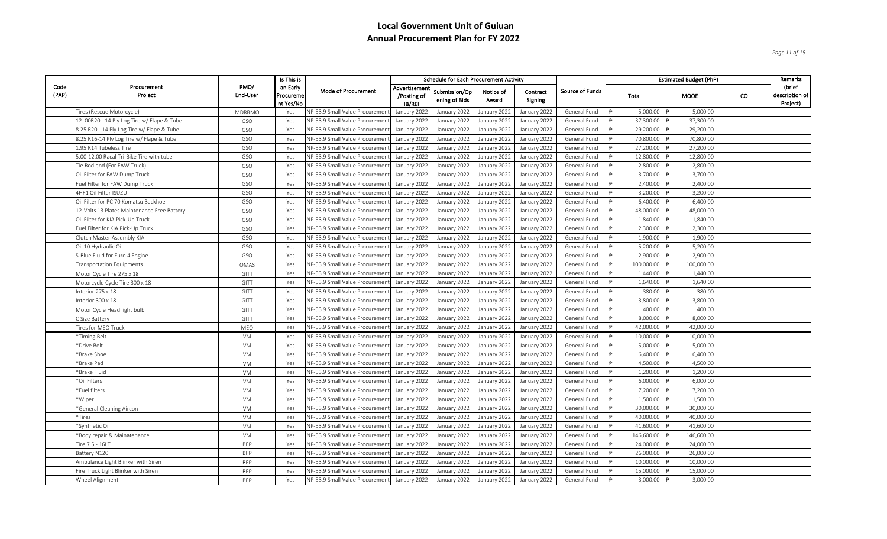# Local Government Unit of Guiuan

## Annual Procurement Plan for FY 2022

| Code (PAP) | Procurement Project | PMO/ End-User | Is This is an Early Procurement Yes/No | Mode of Procurement | Schedule for Each Procurement Activity | | | | Source of Funds | Estimated Budget (PhP) | | | Remarks (brief description of Project) |
|---|---|---|---|---|---|---|---|---|---|---|---|---|---|
| | | | | | Advertisement/Posting of IB/REI | Submission/Opening of Bids | Notice of Award | Contract Signing | | Total | MOOE | CO | |
| | Tires (Rescue Motorcycle) | MDRRMO | Yes | NP-53.9 Small Value Procurement | January 2022 | January 2022 | January 2022 | January 2022 | General Fund | ₱ 5,000.00 | ₱ 5,000.00 | | |
| | 12. 00R20 - 14 Ply Log Tire w/ Flape & Tube | GSO | Yes | NP-53.9 Small Value Procurement | January 2022 | January 2022 | January 2022 | January 2022 | General Fund | ₱ 37,300.00 | ₱ 37,300.00 | | |
| | 8.25 R20 - 14 Ply Log Tire w/ Flape & Tube | GSO | Yes | NP-53.9 Small Value Procurement | January 2022 | January 2022 | January 2022 | January 2022 | General Fund | ₱ 29,200.00 | ₱ 29,200.00 | | |
| | 8.25 R16-14 Ply Log Tire w/ Flape & Tube | GSO | Yes | NP-53.9 Small Value Procurement | January 2022 | January 2022 | January 2022 | January 2022 | General Fund | ₱ 70,800.00 | ₱ 70,800.00 | | |
| | 1.95 R14 Tubeless Tire | GSO | Yes | NP-53.9 Small Value Procurement | January 2022 | January 2022 | January 2022 | January 2022 | General Fund | ₱ 27,200.00 | ₱ 27,200.00 | | |
| | 5.00-12.00 Racal Tri-Bike Tire with tube | GSO | Yes | NP-53.9 Small Value Procurement | January 2022 | January 2022 | January 2022 | January 2022 | General Fund | ₱ 12,800.00 | ₱ 12,800.00 | | |
| | Tie Rod end (For FAW Truck) | GSO | Yes | NP-53.9 Small Value Procurement | January 2022 | January 2022 | January 2022 | January 2022 | General Fund | ₱ 2,800.00 | ₱ 2,800.00 | | |
| | Oil Filter for FAW Dump Truck | GSO | Yes | NP-53.9 Small Value Procurement | January 2022 | January 2022 | January 2022 | January 2022 | General Fund | ₱ 3,700.00 | ₱ 3,700.00 | | |
| | Fuel Filter for FAW Dump Truck | GSO | Yes | NP-53.9 Small Value Procurement | January 2022 | January 2022 | January 2022 | January 2022 | General Fund | ₱ 2,400.00 | ₱ 2,400.00 | | |
| | 4HF1 Oil Filter ISUZU | GSO | Yes | NP-53.9 Small Value Procurement | January 2022 | January 2022 | January 2022 | January 2022 | General Fund | ₱ 3,200.00 | ₱ 3,200.00 | | |
| | Oil Filter for PC 70 Komatsu Backhoe | GSO | Yes | NP-53.9 Small Value Procurement | January 2022 | January 2022 | January 2022 | January 2022 | General Fund | ₱ 6,400.00 | ₱ 6,400.00 | | |
| | 12-Volts 13 Plates Maintenance Free Battery | GSO | Yes | NP-53.9 Small Value Procurement | January 2022 | January 2022 | January 2022 | January 2022 | General Fund | ₱ 48,000.00 | ₱ 48,000.00 | | |
| | Oil Filter for KIA Pick-Up Truck | GSO | Yes | NP-53.9 Small Value Procurement | January 2022 | January 2022 | January 2022 | January 2022 | General Fund | ₱ 1,840.00 | ₱ 1,840.00 | | |
| | Fuel Filter for KIA Pick-Up Truck | GSO | Yes | NP-53.9 Small Value Procurement | January 2022 | January 2022 | January 2022 | January 2022 | General Fund | ₱ 2,300.00 | ₱ 2,300.00 | | |
| | Clutch Master Assembly KIA | GSO | Yes | NP-53.9 Small Value Procurement | January 2022 | January 2022 | January 2022 | January 2022 | General Fund | ₱ 1,900.00 | ₱ 1,900.00 | | |
| | Oil 10 Hydraulic Oil | GSO | Yes | NP-53.9 Small Value Procurement | January 2022 | January 2022 | January 2022 | January 2022 | General Fund | ₱ 5,200.00 | ₱ 5,200.00 | | |
| | S-Blue Fluid for Euro 4 Engine | GSO | Yes | NP-53.9 Small Value Procurement | January 2022 | January 2022 | January 2022 | January 2022 | General Fund | ₱ 2,900.00 | ₱ 2,900.00 | | |
| | Transportation Equipments | OMAS | Yes | NP-53.9 Small Value Procurement | January 2022 | January 2022 | January 2022 | January 2022 | General Fund | ₱ 100,000.00 | ₱ 100,000.00 | | |
| | Motor Cycle Tire 275 x 18 | GITT | Yes | NP-53.9 Small Value Procurement | January 2022 | January 2022 | January 2022 | January 2022 | General Fund | ₱ 1,440.00 | ₱ 1,440.00 | | |
| | Motorcycle Cycle Tire 300 x 18 | GITT | Yes | NP-53.9 Small Value Procurement | January 2022 | January 2022 | January 2022 | January 2022 | General Fund | ₱ 1,640.00 | ₱ 1,640.00 | | |
| | Interior 275 x 18 | GITT | Yes | NP-53.9 Small Value Procurement | January 2022 | January 2022 | January 2022 | January 2022 | General Fund | ₱ 380.00 | ₱ 380.00 | | |
| | Interior 300 x 18 | GITT | Yes | NP-53.9 Small Value Procurement | January 2022 | January 2022 | January 2022 | January 2022 | General Fund | ₱ 3,800.00 | ₱ 3,800.00 | | |
| | Motor Cycle Head light bulb | GITT | Yes | NP-53.9 Small Value Procurement | January 2022 | January 2022 | January 2022 | January 2022 | General Fund | ₱ 400.00 | ₱ 400.00 | | |
| | C Size Battery | GITT | Yes | NP-53.9 Small Value Procurement | January 2022 | January 2022 | January 2022 | January 2022 | General Fund | ₱ 8,000.00 | ₱ 8,000.00 | | |
| | Tires for MEO Truck | MEO | Yes | NP-53.9 Small Value Procurement | January 2022 | January 2022 | January 2022 | January 2022 | General Fund | ₱ 42,000.00 | ₱ 42,000.00 | | |
| | *Timing Belt | VM | Yes | NP-53.9 Small Value Procurement | January 2022 | January 2022 | January 2022 | January 2022 | General Fund | ₱ 10,000.00 | ₱ 10,000.00 | | |
| | *Drive Belt | VM | Yes | NP-53.9 Small Value Procurement | January 2022 | January 2022 | January 2022 | January 2022 | General Fund | ₱ 5,000.00 | ₱ 5,000.00 | | |
| | *Brake Shoe | VM | Yes | NP-53.9 Small Value Procurement | January 2022 | January 2022 | January 2022 | January 2022 | General Fund | ₱ 6,400.00 | ₱ 6,400.00 | | |
| | *Brake Pad | VM | Yes | NP-53.9 Small Value Procurement | January 2022 | January 2022 | January 2022 | January 2022 | General Fund | ₱ 4,500.00 | ₱ 4,500.00 | | |
| | *Brake Fluid | VM | Yes | NP-53.9 Small Value Procurement | January 2022 | January 2022 | January 2022 | January 2022 | General Fund | ₱ 1,200.00 | ₱ 1,200.00 | | |
| | *Oil Filters | VM | Yes | NP-53.9 Small Value Procurement | January 2022 | January 2022 | January 2022 | January 2022 | General Fund | ₱ 6,000.00 | ₱ 6,000.00 | | |
| | *Fuel filters | VM | Yes | NP-53.9 Small Value Procurement | January 2022 | January 2022 | January 2022 | January 2022 | General Fund | ₱ 7,200.00 | ₱ 7,200.00 | | |
| | *Wiper | VM | Yes | NP-53.9 Small Value Procurement | January 2022 | January 2022 | January 2022 | January 2022 | General Fund | ₱ 1,500.00 | ₱ 1,500.00 | | |
| | *General Cleaning Aircon | VM | Yes | NP-53.9 Small Value Procurement | January 2022 | January 2022 | January 2022 | January 2022 | General Fund | ₱ 30,000.00 | ₱ 30,000.00 | | |
| | *Tires | VM | Yes | NP-53.9 Small Value Procurement | January 2022 | January 2022 | January 2022 | January 2022 | General Fund | ₱ 40,000.00 | ₱ 40,000.00 | | |
| | *Synthetic Oil | VM | Yes | NP-53.9 Small Value Procurement | January 2022 | January 2022 | January 2022 | January 2022 | General Fund | ₱ 41,600.00 | ₱ 41,600.00 | | |
| | *Body repair & Mainatenance | VM | Yes | NP-53.9 Small Value Procurement | January 2022 | January 2022 | January 2022 | January 2022 | General Fund | ₱ 146,600.00 | ₱ 146,600.00 | | |
| | Tire 7.5 - 16LT | BFP | Yes | NP-53.9 Small Value Procurement | January 2022 | January 2022 | January 2022 | January 2022 | General Fund | ₱ 24,000.00 | ₱ 24,000.00 | | |
| | Battery N120 | BFP | Yes | NP-53.9 Small Value Procurement | January 2022 | January 2022 | January 2022 | January 2022 | General Fund | ₱ 26,000.00 | ₱ 26,000.00 | | |
| | Ambulance Light Blinker with Siren | BFP | Yes | NP-53.9 Small Value Procurement | January 2022 | January 2022 | January 2022 | January 2022 | General Fund | ₱ 10,000.00 | ₱ 10,000.00 | | |
| | Fire Truck Light Blinker with Siren | BFP | Yes | NP-53.9 Small Value Procurement | January 2022 | January 2022 | January 2022 | January 2022 | General Fund | ₱ 15,000.00 | ₱ 15,000.00 | | |
| | Wheel Alignment | BFP | Yes | NP-53.9 Small Value Procurement | January 2022 | January 2022 | January 2022 | January 2022 | General Fund | ₱ 3,000.00 | ₱ 3,000.00 | | |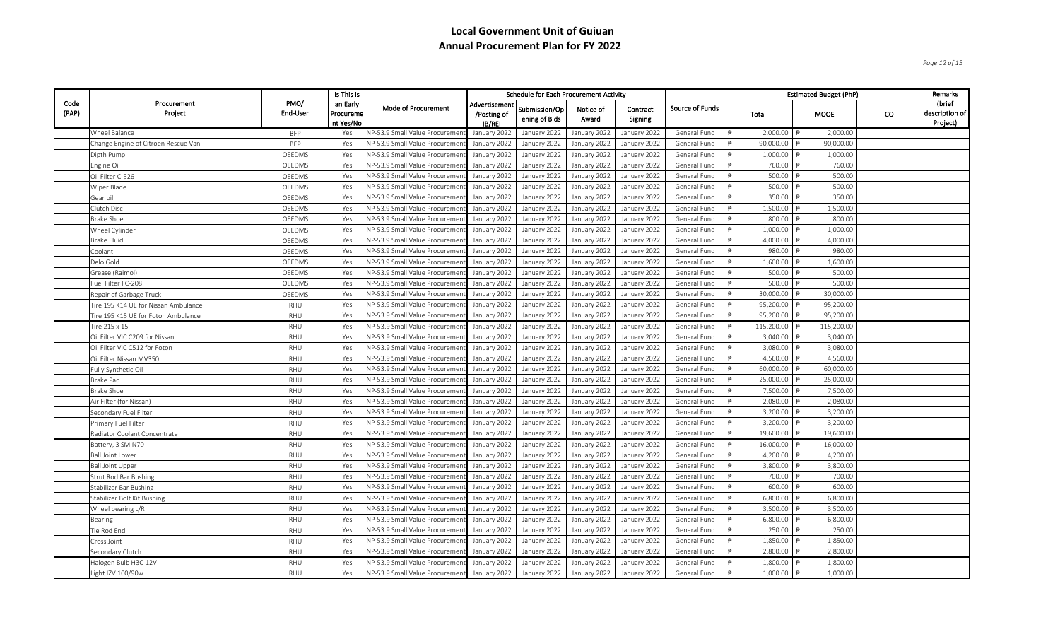# Local Government Unit of Guiuan
## Annual Procurement Plan for FY 2022

| Code (PAP) | Procurement Project | PMO/ End-User | Is This is an Early Procurement Yes/No | Mode of Procurement | Schedule for Each Procurement Activity | | | | Source of Funds | Estimated Budget (PhP) | | | Remarks (brief description of Project) |
|---|---|---|---|---|---|---|---|---|---|---|---|---|---|
| | | | | | Advertisement/Posting of IB/REI | Submission/Opening of Bids | Notice of Award | Contract Signing | | Total | MOOE | CO | |
| | Wheel Balance | BFP | Yes | NP-53.9 Small Value Procurement | January 2022 | January 2022 | January 2022 | January 2022 | General Fund | ₱ 2,000.00 | ₱ 2,000.00 | | |
| | Change Engine of Citroen Rescue Van | BFP | Yes | NP-53.9 Small Value Procurement | January 2022 | January 2022 | January 2022 | January 2022 | General Fund | ₱ 90,000.00 | ₱ 90,000.00 | | |
| | Dipth Pump | OEEDMS | Yes | NP-53.9 Small Value Procurement | January 2022 | January 2022 | January 2022 | January 2022 | General Fund | ₱ 1,000.00 | ₱ 1,000.00 | | |
| | Engine Oil | OEEDMS | Yes | NP-53.9 Small Value Procurement | January 2022 | January 2022 | January 2022 | January 2022 | General Fund | ₱ 760.00 | ₱ 760.00 | | |
| | Oil Filter C-526 | OEEDMS | Yes | NP-53.9 Small Value Procurement | January 2022 | January 2022 | January 2022 | January 2022 | General Fund | ₱ 500.00 | ₱ 500.00 | | |
| | Wiper Blade | OEEDMS | Yes | NP-53.9 Small Value Procurement | January 2022 | January 2022 | January 2022 | January 2022 | General Fund | ₱ 500.00 | ₱ 500.00 | | |
| | Gear oil | OEEDMS | Yes | NP-53.9 Small Value Procurement | January 2022 | January 2022 | January 2022 | January 2022 | General Fund | ₱ 350.00 | ₱ 350.00 | | |
| | Clutch Disc | OEEDMS | Yes | NP-53.9 Small Value Procurement | January 2022 | January 2022 | January 2022 | January 2022 | General Fund | ₱ 1,500.00 | ₱ 1,500.00 | | |
| | Brake Shoe | OEEDMS | Yes | NP-53.9 Small Value Procurement | January 2022 | January 2022 | January 2022 | January 2022 | General Fund | ₱ 800.00 | ₱ 800.00 | | |
| | Wheel Cylinder | OEEDMS | Yes | NP-53.9 Small Value Procurement | January 2022 | January 2022 | January 2022 | January 2022 | General Fund | ₱ 1,000.00 | ₱ 1,000.00 | | |
| | Brake Fluid | OEEDMS | Yes | NP-53.9 Small Value Procurement | January 2022 | January 2022 | January 2022 | January 2022 | General Fund | ₱ 4,000.00 | ₱ 4,000.00 | | |
| | Coolant | OEEDMS | Yes | NP-53.9 Small Value Procurement | January 2022 | January 2022 | January 2022 | January 2022 | General Fund | ₱ 980.00 | ₱ 980.00 | | |
| | Delo Gold | OEEDMS | Yes | NP-53.9 Small Value Procurement | January 2022 | January 2022 | January 2022 | January 2022 | General Fund | ₱ 1,600.00 | ₱ 1,600.00 | | |
| | Grease (Raimol) | OEEDMS | Yes | NP-53.9 Small Value Procurement | January 2022 | January 2022 | January 2022 | January 2022 | General Fund | ₱ 500.00 | ₱ 500.00 | | |
| | Fuel Filter FC-208 | OEEDMS | Yes | NP-53.9 Small Value Procurement | January 2022 | January 2022 | January 2022 | January 2022 | General Fund | ₱ 500.00 | ₱ 500.00 | | |
| | Repair of Garbage Truck | OEEDMS | Yes | NP-53.9 Small Value Procurement | January 2022 | January 2022 | January 2022 | January 2022 | General Fund | ₱ 30,000.00 | ₱ 30,000.00 | | |
| | Tire 195 K14 UE for Nissan Ambulance | RHU | Yes | NP-53.9 Small Value Procurement | January 2022 | January 2022 | January 2022 | January 2022 | General Fund | ₱ 95,200.00 | ₱ 95,200.00 | | |
| | Tire 195 K15 UE for Foton Ambulance | RHU | Yes | NP-53.9 Small Value Procurement | January 2022 | January 2022 | January 2022 | January 2022 | General Fund | ₱ 95,200.00 | ₱ 95,200.00 | | |
| | Tire 215 x 15 | RHU | Yes | NP-53.9 Small Value Procurement | January 2022 | January 2022 | January 2022 | January 2022 | General Fund | ₱ 115,200.00 | ₱ 115,200.00 | | |
| | Oil Filter VIC C209 for Nissan | RHU | Yes | NP-53.9 Small Value Procurement | January 2022 | January 2022 | January 2022 | January 2022 | General Fund | ₱ 3,040.00 | ₱ 3,040.00 | | |
| | Oil Filter VIC C512 for Foton | RHU | Yes | NP-53.9 Small Value Procurement | January 2022 | January 2022 | January 2022 | January 2022 | General Fund | ₱ 3,080.00 | ₱ 3,080.00 | | |
| | Oil Filter Nissan MV350 | RHU | Yes | NP-53.9 Small Value Procurement | January 2022 | January 2022 | January 2022 | January 2022 | General Fund | ₱ 4,560.00 | ₱ 4,560.00 | | |
| | Fully Synthetic Oil | RHU | Yes | NP-53.9 Small Value Procurement | January 2022 | January 2022 | January 2022 | January 2022 | General Fund | ₱ 60,000.00 | ₱ 60,000.00 | | |
| | Brake Pad | RHU | Yes | NP-53.9 Small Value Procurement | January 2022 | January 2022 | January 2022 | January 2022 | General Fund | ₱ 25,000.00 | ₱ 25,000.00 | | |
| | Brake Shoe | RHU | Yes | NP-53.9 Small Value Procurement | January 2022 | January 2022 | January 2022 | January 2022 | General Fund | ₱ 7,500.00 | ₱ 7,500.00 | | |
| | Air Filter (for Nissan) | RHU | Yes | NP-53.9 Small Value Procurement | January 2022 | January 2022 | January 2022 | January 2022 | General Fund | ₱ 2,080.00 | ₱ 2,080.00 | | |
| | Secondary Fuel Filter | RHU | Yes | NP-53.9 Small Value Procurement | January 2022 | January 2022 | January 2022 | January 2022 | General Fund | ₱ 3,200.00 | ₱ 3,200.00 | | |
| | Primary Fuel Filter | RHU | Yes | NP-53.9 Small Value Procurement | January 2022 | January 2022 | January 2022 | January 2022 | General Fund | ₱ 3,200.00 | ₱ 3,200.00 | | |
| | Radiator Coolant Concentrate | RHU | Yes | NP-53.9 Small Value Procurement | January 2022 | January 2022 | January 2022 | January 2022 | General Fund | ₱ 19,600.00 | ₱ 19,600.00 | | |
| | Battery, 3 SM N70 | RHU | Yes | NP-53.9 Small Value Procurement | January 2022 | January 2022 | January 2022 | January 2022 | General Fund | ₱ 16,000.00 | ₱ 16,000.00 | | |
| | Ball Joint Lower | RHU | Yes | NP-53.9 Small Value Procurement | January 2022 | January 2022 | January 2022 | January 2022 | General Fund | ₱ 4,200.00 | ₱ 4,200.00 | | |
| | Ball Joint Upper | RHU | Yes | NP-53.9 Small Value Procurement | January 2022 | January 2022 | January 2022 | January 2022 | General Fund | ₱ 3,800.00 | ₱ 3,800.00 | | |
| | Strut Rod Bar Bushing | RHU | Yes | NP-53.9 Small Value Procurement | January 2022 | January 2022 | January 2022 | January 2022 | General Fund | ₱ 700.00 | ₱ 700.00 | | |
| | Stabilizer Bar Bushing | RHU | Yes | NP-53.9 Small Value Procurement | January 2022 | January 2022 | January 2022 | January 2022 | General Fund | ₱ 600.00 | ₱ 600.00 | | |
| | Stabilizer Bolt Kit Bushing | RHU | Yes | NP-53.9 Small Value Procurement | January 2022 | January 2022 | January 2022 | January 2022 | General Fund | ₱ 6,800.00 | ₱ 6,800.00 | | |
| | Wheel bearing L/R | RHU | Yes | NP-53.9 Small Value Procurement | January 2022 | January 2022 | January 2022 | January 2022 | General Fund | ₱ 3,500.00 | ₱ 3,500.00 | | |
| | Bearing | RHU | Yes | NP-53.9 Small Value Procurement | January 2022 | January 2022 | January 2022 | January 2022 | General Fund | ₱ 6,800.00 | ₱ 6,800.00 | | |
| | Tie Rod End | RHU | Yes | NP-53.9 Small Value Procurement | January 2022 | January 2022 | January 2022 | January 2022 | General Fund | ₱ 250.00 | ₱ 250.00 | | |
| | Cross Joint | RHU | Yes | NP-53.9 Small Value Procurement | January 2022 | January 2022 | January 2022 | January 2022 | General Fund | ₱ 1,850.00 | ₱ 1,850.00 | | |
| | Secondary Clutch | RHU | Yes | NP-53.9 Small Value Procurement | January 2022 | January 2022 | January 2022 | January 2022 | General Fund | ₱ 2,800.00 | ₱ 2,800.00 | | |
| | Halogen Bulb H3C-12V | RHU | Yes | NP-53.9 Small Value Procurement | January 2022 | January 2022 | January 2022 | January 2022 | General Fund | ₱ 1,800.00 | ₱ 1,800.00 | | |
| | Light IZV 100/90w | RHU | Yes | NP-53.9 Small Value Procurement | January 2022 | January 2022 | January 2022 | January 2022 | General Fund | ₱ 1,000.00 | ₱ 1,000.00 | | |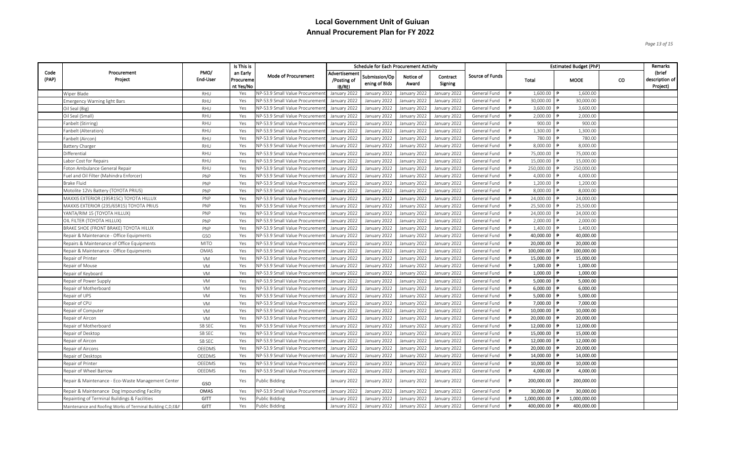# Local Government Unit of Guiuan
## Annual Procurement Plan for FY 2022

| Code (PAP) | Procurement Project | PMO/ End-User | Is This is an Early Procurement Yes/No | Mode of Procurement | Schedule for Each Procurement Activity | | | | Source of Funds | Estimated Budget (PhP) | | | Remarks (brief description of Project) |
|---|---|---|---|---|---|---|---|---|---|---|---|---|---|
| | | | | | Advertisement /Posting of IB/REI | Submission/Opening of Bids | Notice of Award | Contract Signing | | Total | MOOE | CO | |
| | Wiper Blade | RHU | Yes | NP-53.9 Small Value Procurement | January 2022 | January 2022 | January 2022 | January 2022 | General Fund | ₱ 1,600.00 | ₱ 1,600.00 | | |
| | Emergency Warning light Bars | RHU | Yes | NP-53.9 Small Value Procurement | January 2022 | January 2022 | January 2022 | January 2022 | General Fund | ₱ 30,000.00 | ₱ 30,000.00 | | |
| | Oil Seal (Big) | RHU | Yes | NP-53.9 Small Value Procurement | January 2022 | January 2022 | January 2022 | January 2022 | General Fund | ₱ 3,600.00 | ₱ 3,600.00 | | |
| | Oil Seal (Small) | RHU | Yes | NP-53.9 Small Value Procurement | January 2022 | January 2022 | January 2022 | January 2022 | General Fund | ₱ 2,000.00 | ₱ 2,000.00 | | |
| | Fanbelt (Stirring) | RHU | Yes | NP-53.9 Small Value Procurement | January 2022 | January 2022 | January 2022 | January 2022 | General Fund | ₱ 900.00 | ₱ 900.00 | | |
| | Fanbelt (Alteration) | RHU | Yes | NP-53.9 Small Value Procurement | January 2022 | January 2022 | January 2022 | January 2022 | General Fund | ₱ 1,300.00 | ₱ 1,300.00 | | |
| | Fanbelt (Aircon) | RHU | Yes | NP-53.9 Small Value Procurement | January 2022 | January 2022 | January 2022 | January 2022 | General Fund | ₱ 780.00 | ₱ 780.00 | | |
| | Battery Charger | RHU | Yes | NP-53.9 Small Value Procurement | January 2022 | January 2022 | January 2022 | January 2022 | General Fund | ₱ 8,000.00 | ₱ 8,000.00 | | |
| | Differential | RHU | Yes | NP-53.9 Small Value Procurement | January 2022 | January 2022 | January 2022 | January 2022 | General Fund | ₱ 75,000.00 | ₱ 75,000.00 | | |
| | Labor Cost for Repairs | RHU | Yes | NP-53.9 Small Value Procurement | January 2022 | January 2022 | January 2022 | January 2022 | General Fund | ₱ 15,000.00 | ₱ 15,000.00 | | |
| | Foton Ambulance General Repair | RHU | Yes | NP-53.9 Small Value Procurement | January 2022 | January 2022 | January 2022 | January 2022 | General Fund | ₱ 250,000.00 | ₱ 250,000.00 | | |
| | Fuel and Oil Filter (Mahindra Enforcer) | PNP | Yes | NP-53.9 Small Value Procurement | January 2022 | January 2022 | January 2022 | January 2022 | General Fund | ₱ 4,000.00 | ₱ 4,000.00 | | |
| | Brake Fluid | PNP | Yes | NP-53.9 Small Value Procurement | January 2022 | January 2022 | January 2022 | January 2022 | General Fund | ₱ 1,200.00 | ₱ 1,200.00 | | |
| | Motolite 12Vs Battery (TOYOTA PRIUS) | PNP | Yes | NP-53.9 Small Value Procurement | January 2022 | January 2022 | January 2022 | January 2022 | General Fund | ₱ 8,000.00 | ₱ 8,000.00 | | |
| | MAXXIS EXTERIOR (195R15C) TOYOTA HILLUX | PNP | Yes | NP-53.9 Small Value Procurement | January 2022 | January 2022 | January 2022 | January 2022 | General Fund | ₱ 24,000.00 | ₱ 24,000.00 | | |
| | MAXXIS EXTERIOR (235/65R15) TOYOTA PRIUS | PNP | Yes | NP-53.9 Small Value Procurement | January 2022 | January 2022 | January 2022 | January 2022 | General Fund | ₱ 25,500.00 | ₱ 25,500.00 | | |
| | YANTA/RIM 15 (TOYOTA HILLUX) | PNP | Yes | NP-53.9 Small Value Procurement | January 2022 | January 2022 | January 2022 | January 2022 | General Fund | ₱ 24,000.00 | ₱ 24,000.00 | | |
| | OIL FILTER (TOYOTA HILLUX) | PNP | Yes | NP-53.9 Small Value Procurement | January 2022 | January 2022 | January 2022 | January 2022 | General Fund | ₱ 2,000.00 | ₱ 2,000.00 | | |
| | BRAKE SHOE (FRONT BRAKE) TOYOTA HILUX | PNP | Yes | NP-53.9 Small Value Procurement | January 2022 | January 2022 | January 2022 | January 2022 | General Fund | ₱ 1,400.00 | ₱ 1,400.00 | | |
| | Repair & Maintenance - Office Equipments | GSO | Yes | NP-53.9 Small Value Procurement | January 2022 | January 2022 | January 2022 | January 2022 | General Fund | ₱ 40,000.00 | ₱ 40,000.00 | | |
| | Repairs & Maintenance of Office Equipments | MITO | Yes | NP-53.9 Small Value Procurement | January 2022 | January 2022 | January 2022 | January 2022 | General Fund | ₱ 20,000.00 | ₱ 20,000.00 | | |
| | Repair & Maintenance - Office Equipments | OMAS | Yes | NP-53.9 Small Value Procurement | January 2022 | January 2022 | January 2022 | January 2022 | General Fund | ₱ 100,000.00 | ₱ 100,000.00 | | |
| | Repair of Printer | VM | Yes | NP-53.9 Small Value Procurement | January 2022 | January 2022 | January 2022 | January 2022 | General Fund | ₱ 15,000.00 | ₱ 15,000.00 | | |
| | Repair of Mouse | VM | Yes | NP-53.9 Small Value Procurement | January 2022 | January 2022 | January 2022 | January 2022 | General Fund | ₱ 1,000.00 | ₱ 1,000.00 | | |
| | Repair of Keyboard | VM | Yes | NP-53.9 Small Value Procurement | January 2022 | January 2022 | January 2022 | January 2022 | General Fund | ₱ 1,000.00 | ₱ 1,000.00 | | |
| | Repair of Power Supply | VM | Yes | NP-53.9 Small Value Procurement | January 2022 | January 2022 | January 2022 | January 2022 | General Fund | ₱ 5,000.00 | ₱ 5,000.00 | | |
| | Repair of Motherboard | VM | Yes | NP-53.9 Small Value Procurement | January 2022 | January 2022 | January 2022 | January 2022 | General Fund | ₱ 6,000.00 | ₱ 6,000.00 | | |
| | Repair of UPS | VM | Yes | NP-53.9 Small Value Procurement | January 2022 | January 2022 | January 2022 | January 2022 | General Fund | ₱ 5,000.00 | ₱ 5,000.00 | | |
| | Repair of CPU | VM | Yes | NP-53.9 Small Value Procurement | January 2022 | January 2022 | January 2022 | January 2022 | General Fund | ₱ 7,000.00 | ₱ 7,000.00 | | |
| | Repair of Computer | VM | Yes | NP-53.9 Small Value Procurement | January 2022 | January 2022 | January 2022 | January 2022 | General Fund | ₱ 10,000.00 | ₱ 10,000.00 | | |
| | Repair of Aircon | VM | Yes | NP-53.9 Small Value Procurement | January 2022 | January 2022 | January 2022 | January 2022 | General Fund | ₱ 20,000.00 | ₱ 20,000.00 | | |
| | Repair of Motherboard | SB SEC | Yes | NP-53.9 Small Value Procurement | January 2022 | January 2022 | January 2022 | January 2022 | General Fund | ₱ 12,000.00 | ₱ 12,000.00 | | |
| | Repair of Desktop | SB SEC | Yes | NP-53.9 Small Value Procurement | January 2022 | January 2022 | January 2022 | January 2022 | General Fund | ₱ 15,000.00 | ₱ 15,000.00 | | |
| | Repair of Aircon | SB SEC | Yes | NP-53.9 Small Value Procurement | January 2022 | January 2022 | January 2022 | January 2022 | General Fund | ₱ 12,000.00 | ₱ 12,000.00 | | |
| | Repair of Aircons | OEEDMS | Yes | NP-53.9 Small Value Procurement | January 2022 | January 2022 | January 2022 | January 2022 | General Fund | ₱ 20,000.00 | ₱ 20,000.00 | | |
| | Repair of Desktops | OEEDMS | Yes | NP-53.9 Small Value Procurement | January 2022 | January 2022 | January 2022 | January 2022 | General Fund | ₱ 14,000.00 | ₱ 14,000.00 | | |
| | Repair of Printer | OEEDMS | Yes | NP-53.9 Small Value Procurement | January 2022 | January 2022 | January 2022 | January 2022 | General Fund | ₱ 10,000.00 | ₱ 10,000.00 | | |
| | Repair of Wheel Barrow | OEEDMS | Yes | NP-53.9 Small Value Procurement | January 2022 | January 2022 | January 2022 | January 2022 | General Fund | ₱ 4,000.00 | ₱ 4,000.00 | | |
| | Repair & Maintenance - Eco-Waste Management Center | GSO | Yes | Public Bidding | January 2022 | January 2022 | January 2022 | January 2022 | General Fund | ₱ 200,000.00 | ₱ 200,000.00 | | |
| | Repair & Maintenance Dog Impounding Facility | OMAS | Yes | NP-53.9 Small Value Procurement | January 2022 | January 2022 | January 2022 | January 2022 | General Fund | ₱ 30,000.00 | ₱ 30,000.00 | | |
| | Repainting of Terminal Buildings & Facilities | GITT | Yes | Public Bidding | January 2022 | January 2022 | January 2022 | January 2022 | General Fund | ₱ 1,000,000.00 | ₱ 1,000,000.00 | | |
| | Maintenance and Roofing Works of Terminal Building C,D,E&F | GITT | Yes | Public Bidding | January 2022 | January 2022 | January 2022 | January 2022 | General Fund | ₱ 400,000.00 | ₱ 400,000.00 | | |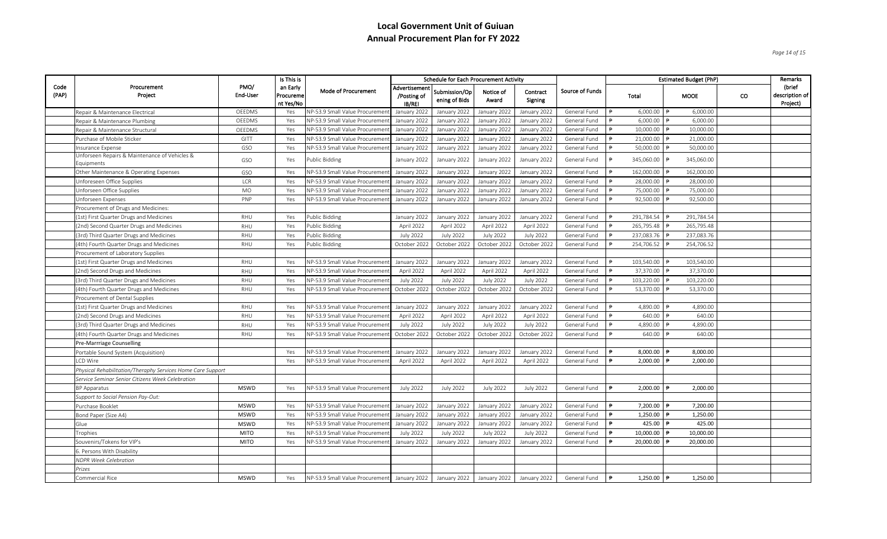# Local Government Unit of Guiuan
## Annual Procurement Plan for FY 2022

| Code (PAP) | Procurement Project | PMO/ End-User | Is This is an Early Procurement Yes/No | Mode of Procurement | Schedule for Each Procurement Activity | | | | Source of Funds | Estimated Budget (PhP) | | | Remarks (brief description of Project) |
|---|---|---|---|---|---|---|---|---|---|---|---|---|---|
| | | | | | Advertisement/Posting of IB/REI | Submission/Opening of Bids | Notice of Award | Contract Signing | | Total | MOOE | CO | |
| | Repair & Maintenance Electrical | OEEDMS | Yes | NP-53.9 Small Value Procurement | January 2022 | January 2022 | January 2022 | January 2022 | General Fund | ₱ 6,000.00 | ₱ 6,000.00 | | |
| | Repair & Maintenance Plumbing | OEEDMS | Yes | NP-53.9 Small Value Procurement | January 2022 | January 2022 | January 2022 | January 2022 | General Fund | ₱ 6,000.00 | ₱ 6,000.00 | | |
| | Repair & Maintenance Structural | OEEDMS | Yes | NP-53.9 Small Value Procurement | January 2022 | January 2022 | January 2022 | January 2022 | General Fund | ₱ 10,000.00 | ₱ 10,000.00 | | |
| | Purchase of Mobile Sticker | GITT | Yes | NP-53.9 Small Value Procurement | January 2022 | January 2022 | January 2022 | January 2022 | General Fund | ₱ 21,000.00 | ₱ 21,000.00 | | |
| | Insurance Expense | GSO | Yes | NP-53.9 Small Value Procurement | January 2022 | January 2022 | January 2022 | January 2022 | General Fund | ₱ 50,000.00 | ₱ 50,000.00 | | |
| | Unforseen Repairs & Maintenance of Vehicles & Equipments | GSO | Yes | Public Bidding | January 2022 | January 2022 | January 2022 | January 2022 | General Fund | ₱ 345,060.00 | ₱ 345,060.00 | | |
| | Other Maintenance & Operating Expenses | GSO | Yes | NP-53.9 Small Value Procurement | January 2022 | January 2022 | January 2022 | January 2022 | General Fund | ₱ 162,000.00 | ₱ 162,000.00 | | |
| | Unforeseen Office Supplies | LCR | Yes | NP-53.9 Small Value Procurement | January 2022 | January 2022 | January 2022 | January 2022 | General Fund | ₱ 28,000.00 | ₱ 28,000.00 | | |
| | Unforseen Office Supplies | MO | Yes | NP-53.9 Small Value Procurement | January 2022 | January 2022 | January 2022 | January 2022 | General Fund | ₱ 75,000.00 | ₱ 75,000.00 | | |
| | Unforseen Expenses | PNP | Yes | NP-53.9 Small Value Procurement | January 2022 | January 2022 | January 2022 | January 2022 | General Fund | ₱ 92,500.00 | ₱ 92,500.00 | | |
| | Procurement of Drugs and Medicines: | | | | | | | | | | | | |
| | (1st) First Quarter Drugs and Medicines | RHU | Yes | Public Bidding | January 2022 | January 2022 | January 2022 | January 2022 | General Fund | ₱ 291,784.54 | ₱ 291,784.54 | | |
| | (2nd) Second Quarter Drugs and Medicines | RHU | Yes | Public Bidding | April 2022 | April 2022 | April 2022 | April 2022 | General Fund | ₱ 265,795.48 | ₱ 265,795.48 | | |
| | (3rd) Third Quarter Drugs and Medicines | RHU | Yes | Public Bidding | July 2022 | July 2022 | July 2022 | July 2022 | General Fund | ₱ 237,083.76 | ₱ 237,083.76 | | |
| | (4th) Fourth Quarter Drugs and Medicines | RHU | Yes | Public Bidding | October 2022 | October 2022 | October 2022 | October 2022 | General Fund | ₱ 254,706.52 | ₱ 254,706.52 | | |
| | Procurement of Laboratory Supplies | | | | | | | | | | | | |
| | (1st) First Quarter Drugs and Medicines | RHU | Yes | NP-53.9 Small Value Procurement | January 2022 | January 2022 | January 2022 | January 2022 | General Fund | ₱ 103,540.00 | ₱ 103,540.00 | | |
| | (2nd) Second Drugs and Medicines | RHU | Yes | NP-53.9 Small Value Procurement | April 2022 | April 2022 | April 2022 | April 2022 | General Fund | ₱ 37,370.00 | ₱ 37,370.00 | | |
| | (3rd) Third Quarter Drugs and Medicines | RHU | Yes | NP-53.9 Small Value Procurement | July 2022 | July 2022 | July 2022 | July 2022 | General Fund | ₱ 103,220.00 | ₱ 103,220.00 | | |
| | (4th) Fourth Quarter Drugs and Medicines | RHU | Yes | NP-53.9 Small Value Procurement | October 2022 | October 2022 | October 2022 | October 2022 | General Fund | ₱ 53,370.00 | ₱ 53,370.00 | | |
| | Procurement of Dental Supplies | | | | | | | | | | | | |
| | (1st) First Quarter Drugs and Medicines | RHU | Yes | NP-53.9 Small Value Procurement | January 2022 | January 2022 | January 2022 | January 2022 | General Fund | ₱ 4,890.00 | ₱ 4,890.00 | | |
| | (2nd) Second Drugs and Medicines | RHU | Yes | NP-53.9 Small Value Procurement | April 2022 | April 2022 | April 2022 | April 2022 | General Fund | ₱ 640.00 | ₱ 640.00 | | |
| | (3rd) Third Quarter Drugs and Medicines | RHU | Yes | NP-53.9 Small Value Procurement | July 2022 | July 2022 | July 2022 | July 2022 | General Fund | ₱ 4,890.00 | ₱ 4,890.00 | | |
| | (4th) Fourth Quarter Drugs and Medicines | RHU | Yes | NP-53.9 Small Value Procurement | October 2022 | October 2022 | October 2022 | October 2022 | General Fund | ₱ 640.00 | ₱ 640.00 | | |
| | Pre-Marrriage Counselling | | | | | | | | | | | | |
| | Portable Sound System (Acquisition) | | Yes | NP-53.9 Small Value Procurement | January 2022 | January 2022 | January 2022 | January 2022 | General Fund | ₱ 8,000.00 | ₱ 8,000.00 | | |
| | LCD Wire | | Yes | NP-53.9 Small Value Procurement | April 2022 | April 2022 | April 2022 | April 2022 | General Fund | ₱ 2,000.00 | ₱ 2,000.00 | | |
| | *Physical Rehabilitation/Theraphy Services Home Care Support* | | | | | | | | | | | | |
| | *Service Seminar Senior Citizens Week Celebration* | | | | | | | | | | | | |
| | BP Apparatus | MSWD | Yes | NP-53.9 Small Value Procurement | July 2022 | July 2022 | July 2022 | July 2022 | General Fund | ₱ 2,000.00 | ₱ 2,000.00 | | |
| | *Support to Social Pension Pay-Out:* | | | | | | | | | | | | |
| | Purchase Booklet | MSWD | Yes | NP-53.9 Small Value Procurement | January 2022 | January 2022 | January 2022 | January 2022 | General Fund | ₱ 7,200.00 | ₱ 7,200.00 | | |
| | Bond Paper (Size A4) | MSWD | Yes | NP-53.9 Small Value Procurement | January 2022 | January 2022 | January 2022 | January 2022 | General Fund | ₱ 1,250.00 | ₱ 1,250.00 | | |
| | Glue | MSWD | Yes | NP-53.9 Small Value Procurement | January 2022 | January 2022 | January 2022 | January 2022 | General Fund | ₱ 425.00 | ₱ 425.00 | | |
| | Trophies | MITO | Yes | NP-53.9 Small Value Procurement | July 2022 | July 2022 | July 2022 | July 2022 | General Fund | ₱ 10,000.00 | ₱ 10,000.00 | | |
| | Souvenirs/Tokens for VIP's | MITO | Yes | NP-53.9 Small Value Procurement | January 2022 | January 2022 | January 2022 | January 2022 | General Fund | ₱ 20,000.00 | ₱ 20,000.00 | | |
| | 6. Persons With Disability | | | | | | | | | | | | |
| | *NDPR Week Celebration* | | | | | | | | | | | | |
| | *Prizes* | | | | | | | | | | | | |
| | Commercial Rice | MSWD | Yes | NP-53.9 Small Value Procurement | January 2022 | January 2022 | January 2022 | January 2022 | General Fund | ₱ 1,250.00 | ₱ 1,250.00 | | |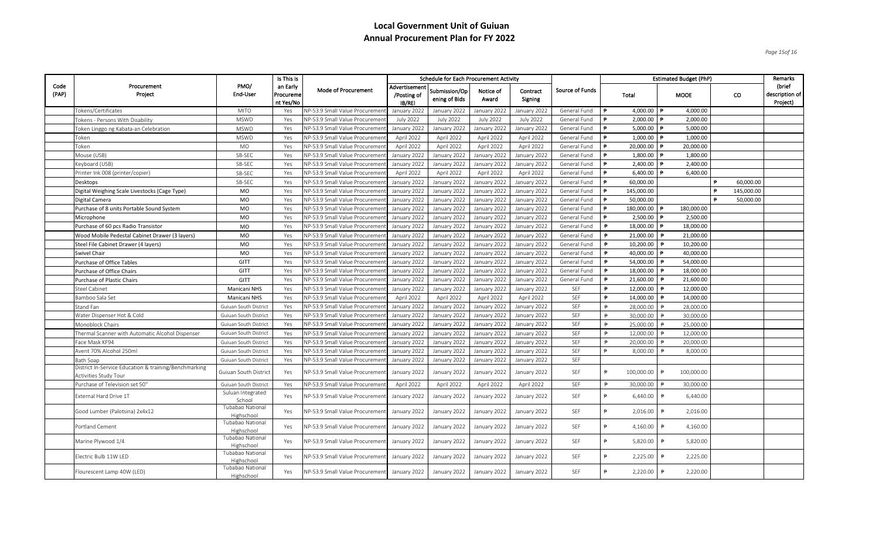# Local Government Unit of Guiuan

## Annual Procurement Plan for FY 2022

| Code (PAP) | Procurement Project | PMO/ End-User | Is This is an Early Procurement Yes/No | Mode of Procurement | Schedule for Each Procurement Activity | | | | Source of Funds | Estimated Budget (PhP) | | | Remarks (brief description of Project) |
|---|---|---|---|---|---|---|---|---|---|---|---|---|---|
| | | | | | Advertisement/Posting of IB/REI | Submission/Opening of Bids | Notice of Award | Contract Signing | | Total | MOOE | CO | |
| | Tokens/Certificates | MITO | Yes | NP-53.9 Small Value Procurement | January 2022 | January 2022 | January 2022 | January 2022 | General Fund | ₱ 4,000.00 | ₱ 4,000.00 | | |
| | Tokens - Persons With Disability | MSWD | Yes | NP-53.9 Small Value Procurement | July 2022 | July 2022 | July 2022 | July 2022 | General Fund | ₱ 2,000.00 | ₱ 2,000.00 | | |
| | Token Linggo ng Kabata-an Celebration | MSWD | Yes | NP-53.9 Small Value Procurement | January 2022 | January 2022 | January 2022 | January 2022 | General Fund | ₱ 5,000.00 | ₱ 5,000.00 | | |
| | Token | MSWD | Yes | NP-53.9 Small Value Procurement | April 2022 | April 2022 | April 2022 | April 2022 | General Fund | ₱ 1,000.00 | ₱ 1,000.00 | | |
| | Token | MO | Yes | NP-53.9 Small Value Procurement | April 2022 | April 2022 | April 2022 | April 2022 | General Fund | ₱ 20,000.00 | ₱ 20,000.00 | | |
| | Mouse (USB) | SB-SEC | Yes | NP-53.9 Small Value Procurement | January 2022 | January 2022 | January 2022 | January 2022 | General Fund | ₱ 1,800.00 | ₱ 1,800.00 | | |
| | Keyboard (USB) | SB-SEC | Yes | NP-53.9 Small Value Procurement | January 2022 | January 2022 | January 2022 | January 2022 | General Fund | ₱ 2,400.00 | ₱ 2,400.00 | | |
| | Printer Ink 008 (printer/copier) | SB-SEC | Yes | NP-53.9 Small Value Procurement | April 2022 | April 2022 | April 2022 | April 2022 | General Fund | ₱ 6,400.00 | ₱ 6,400.00 | | |
| | Desktops | SB-SEC | Yes | NP-53.9 Small Value Procurement | January 2022 | January 2022 | January 2022 | January 2022 | General Fund | ₱ 60,000.00 | | ₱ 60,000.00 | |
| | Digital Weighing Scale Livestocks (Cage Type) | MO | Yes | NP-53.9 Small Value Procurement | January 2022 | January 2022 | January 2022 | January 2022 | General Fund | ₱ 145,000.00 | | ₱ 145,000.00 | |
| | Digital Camera | MO | Yes | NP-53.9 Small Value Procurement | January 2022 | January 2022 | January 2022 | January 2022 | General Fund | ₱ 50,000.00 | | ₱ 50,000.00 | |
| | Purchase of 8 units Portable Sound System | MO | Yes | NP-53.9 Small Value Procurement | January 2022 | January 2022 | January 2022 | January 2022 | General Fund | ₱ 180,000.00 | ₱ 180,000.00 | | |
| | Microphone | MO | Yes | NP-53.9 Small Value Procurement | January 2022 | January 2022 | January 2022 | January 2022 | General Fund | ₱ 2,500.00 | ₱ 2,500.00 | | |
| | Purchase of 60 pcs Radio Transistor | MO | Yes | NP-53.9 Small Value Procurement | January 2022 | January 2022 | January 2022 | January 2022 | General Fund | ₱ 18,000.00 | ₱ 18,000.00 | | |
| | Wood Mobile Pedestal Cabinet Drawer (3 layers) | MO | Yes | NP-53.9 Small Value Procurement | January 2022 | January 2022 | January 2022 | January 2022 | General Fund | ₱ 21,000.00 | ₱ 21,000.00 | | |
| | Steel File Cabinet Drawer (4 layers) | MO | Yes | NP-53.9 Small Value Procurement | January 2022 | January 2022 | January 2022 | January 2022 | General Fund | ₱ 10,200.00 | ₱ 10,200.00 | | |
| | Swivel Chair | MO | Yes | NP-53.9 Small Value Procurement | January 2022 | January 2022 | January 2022 | January 2022 | General Fund | ₱ 40,000.00 | ₱ 40,000.00 | | |
| | Purchase of Office Tables | GITT | Yes | NP-53.9 Small Value Procurement | January 2022 | January 2022 | January 2022 | January 2022 | General Fund | ₱ 54,000.00 | ₱ 54,000.00 | | |
| | Purchase of Office Chairs | GITT | Yes | NP-53.9 Small Value Procurement | January 2022 | January 2022 | January 2022 | January 2022 | General Fund | ₱ 18,000.00 | ₱ 18,000.00 | | |
| | Purchase of Plastic Chairs | GITT | Yes | NP-53.9 Small Value Procurement | January 2022 | January 2022 | January 2022 | January 2022 | General Fund | ₱ 21,600.00 | ₱ 21,600.00 | | |
| | Steel Cabinet | Manicani NHS | Yes | NP-53.9 Small Value Procurement | January 2022 | January 2022 | January 2022 | January 2022 | SEF | ₱ 12,000.00 | ₱ 12,000.00 | | |
| | Bamboo Sala Set | Manicani NHS | Yes | NP-53.9 Small Value Procurement | April 2022 | April 2022 | April 2022 | April 2022 | SEF | ₱ 14,000.00 | ₱ 14,000.00 | | |
| | Stand Fan | Guiuan South District | Yes | NP-53.9 Small Value Procurement | January 2022 | January 2022 | January 2022 | January 2022 | SEF | ₱ 28,000.00 | ₱ 28,000.00 | | |
| | Water Dispenser Hot & Cold | Guiuan South District | Yes | NP-53.9 Small Value Procurement | January 2022 | January 2022 | January 2022 | January 2022 | SEF | ₱ 30,000.00 | ₱ 30,000.00 | | |
| | Monoblock Chairs | Guiuan South District | Yes | NP-53.9 Small Value Procurement | January 2022 | January 2022 | January 2022 | January 2022 | SEF | ₱ 25,000.00 | ₱ 25,000.00 | | |
| | Thermal Scanner with Automatic Alcohol Dispenser | Guiuan South District | Yes | NP-53.9 Small Value Procurement | January 2022 | January 2022 | January 2022 | January 2022 | SEF | ₱ 12,000.00 | ₱ 12,000.00 | | |
| | Face Mask KF94 | Guiuan South District | Yes | NP-53.9 Small Value Procurement | January 2022 | January 2022 | January 2022 | January 2022 | SEF | ₱ 20,000.00 | ₱ 20,000.00 | | |
| | Avent 70% Alcohol 250ml | Guiuan South District | Yes | NP-53.9 Small Value Procurement | January 2022 | January 2022 | January 2022 | January 2022 | SEF | ₱ 8,000.00 | ₱ 8,000.00 | | |
| | Bath Soap | Guiuan South District | Yes | NP-53.9 Small Value Procurement | January 2022 | January 2022 | January 2022 | January 2022 | SEF | | | | |
| | District In-Service Education & training/Benchmarking Activities Study Tour | Guiuan South District | Yes | NP-53.9 Small Value Procurement | January 2022 | January 2022 | January 2022 | January 2022 | SEF | ₱ 100,000.00 | ₱ 100,000.00 | | |
| | Purchase of Television set 50" | Guiuan South District | Yes | NP-53.9 Small Value Procurement | April 2022 | April 2022 | April 2022 | April 2022 | SEF | ₱ 30,000.00 | ₱ 30,000.00 | | |
| | External Hard Drive 1T | Suluan Integrated School | Yes | NP-53.9 Small Value Procurement | January 2022 | January 2022 | January 2022 | January 2022 | SEF | ₱ 6,440.00 | ₱ 6,440.00 | | |
| | Good Lumber (Palotsina) 2x4x12 | Tubabao National Highschool | Yes | NP-53.9 Small Value Procurement | January 2022 | January 2022 | January 2022 | January 2022 | SEF | ₱ 2,016.00 | ₱ 2,016.00 | | |
| | Portland Cement | Tubabao National Highschool | Yes | NP-53.9 Small Value Procurement | January 2022 | January 2022 | January 2022 | January 2022 | SEF | ₱ 4,160.00 | ₱ 4,160.00 | | |
| | Marine Plywood 1/4 | Tubabao National Highschool | Yes | NP-53.9 Small Value Procurement | January 2022 | January 2022 | January 2022 | January 2022 | SEF | ₱ 5,820.00 | ₱ 5,820.00 | | |
| | Electric Bulb 11W LED | Tubabao National Highschool | Yes | NP-53.9 Small Value Procurement | January 2022 | January 2022 | January 2022 | January 2022 | SEF | ₱ 2,225.00 | ₱ 2,225.00 | | |
| | Flourescent Lamp 40W (LED) | Tubabao National Highschool | Yes | NP-53.9 Small Value Procurement | January 2022 | January 2022 | January 2022 | January 2022 | SEF | ₱ 2,220.00 | ₱ 2,220.00 | | |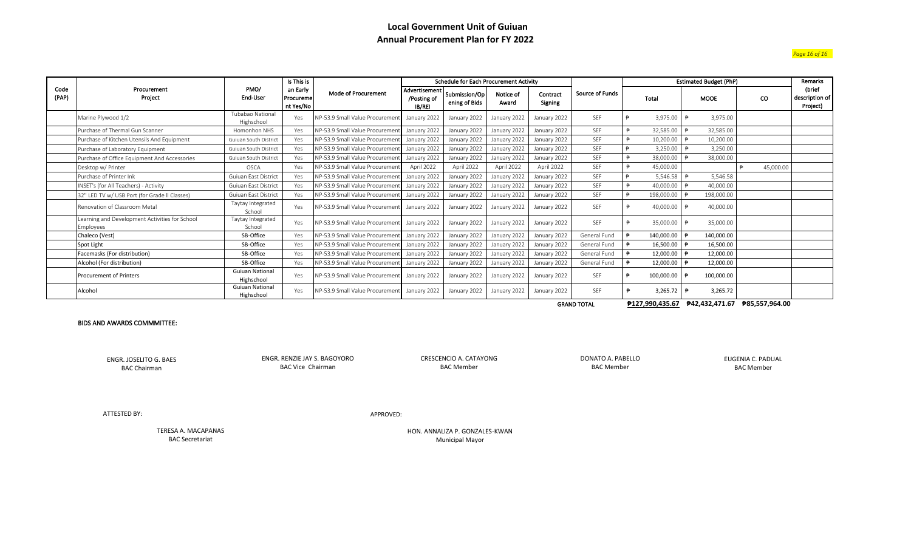# Local Government Unit of Guiuan
## Annual Procurement Plan for FY 2022

| Code (PAP) | Procurement Project | PMO/ End-User | Is This is an Early Procurement Yes/No | Mode of Procurement | Schedule for Each Procurement Activity | | | | Source of Funds | Estimated Budget (PhP) | | | Remarks (brief description of Project) |
|---|---|---|---|---|---|---|---|---|---|---|---|---|---|
| | | | | | Advertisement/Posting of IB/REI | Submission/Opening of Bids | Notice of Award | Contract Signing | | Total | MOOE | CO | |
| | Marine Plywood 1/2 | Tubabao National Highschool | Yes | NP-53.9 Small Value Procurement | January 2022 | January 2022 | January 2022 | January 2022 | SEF | ₱ 3,975.00 | ₱ 3,975.00 | | |
| | Purchase of Thermal Gun Scanner | Homonhon NHS | Yes | NP-53.9 Small Value Procurement | January 2022 | January 2022 | January 2022 | January 2022 | SEF | ₱ 32,585.00 | ₱ 32,585.00 | | |
| | Purchase of Kitchen Utensils And Equipment | Guiuan South District | Yes | NP-53.9 Small Value Procurement | January 2022 | January 2022 | January 2022 | January 2022 | SEF | ₱ 10,200.00 | ₱ 10,200.00 | | |
| | Purchase of Laboratory Equipment | Guiuan South District | Yes | NP-53.9 Small Value Procurement | January 2022 | January 2022 | January 2022 | January 2022 | SEF | ₱ 3,250.00 | ₱ 3,250.00 | | |
| | Purchase of Office Equipment And Accessories | Guiuan South District | Yes | NP-53.9 Small Value Procurement | January 2022 | January 2022 | January 2022 | January 2022 | SEF | ₱ 38,000.00 | ₱ 38,000.00 | | |
| | Desktop w/ Printer | OSCA | Yes | NP-53.9 Small Value Procurement | April 2022 | April 2022 | April 2022 | April 2022 | SEF | ₱ 45,000.00 | | ₱ 45,000.00 | |
| | Purchase of Printer Ink | Guiuan East District | Yes | NP-53.9 Small Value Procurement | January 2022 | January 2022 | January 2022 | January 2022 | SEF | ₱ 5,546.58 | ₱ 5,546.58 | | |
| | INSET's (for All Teachers) - Activity | Guiuan East District | Yes | NP-53.9 Small Value Procurement | January 2022 | January 2022 | January 2022 | January 2022 | SEF | ₱ 40,000.00 | ₱ 40,000.00 | | |
| | 32" LED TV w/ USB Port (for Grade II Classes) | Guiuan East District | Yes | NP-53.9 Small Value Procurement | January 2022 | January 2022 | January 2022 | January 2022 | SEF | ₱ 198,000.00 | ₱ 198,000.00 | | |
| | Renovation of Classroom Metal | Taytay Integrated School | Yes | NP-53.9 Small Value Procurement | January 2022 | January 2022 | January 2022 | January 2022 | SEF | ₱ 40,000.00 | ₱ 40,000.00 | | |
| | Learning and Development Activities for School Employees | Taytay Integrated School | Yes | NP-53.9 Small Value Procurement | January 2022 | January 2022 | January 2022 | January 2022 | SEF | ₱ 35,000.00 | ₱ 35,000.00 | | |
| | Chaleco (Vest) | SB-Office | Yes | NP-53.9 Small Value Procurement | January 2022 | January 2022 | January 2022 | January 2022 | General Fund | ₱ 140,000.00 | ₱ 140,000.00 | | |
| | Spot Light | SB-Office | Yes | NP-53.9 Small Value Procurement | January 2022 | January 2022 | January 2022 | January 2022 | General Fund | ₱ 16,500.00 | ₱ 16,500.00 | | |
| | Facemasks (For distribution) | SB-Office | Yes | NP-53.9 Small Value Procurement | January 2022 | January 2022 | January 2022 | January 2022 | General Fund | ₱ 12,000.00 | ₱ 12,000.00 | | |
| | Alcohol (For distribution) | SB-Office | Yes | NP-53.9 Small Value Procurement | January 2022 | January 2022 | January 2022 | January 2022 | General Fund | ₱ 12,000.00 | ₱ 12,000.00 | | |
| | Procurement of Printers | Guiuan National Highschool | Yes | NP-53.9 Small Value Procurement | January 2022 | January 2022 | January 2022 | January 2022 | SEF | ₱ 100,000.00 | ₱ 100,000.00 | | |
| | Alcohol | Guiuan National Highschool | Yes | NP-53.9 Small Value Procurement | January 2022 | January 2022 | January 2022 | January 2022 | SEF | ₱ 3,265.72 | ₱ 3,265.72 | | |
| | | | | | | | | | **GRAND TOTAL** | **₱127,990,435.67** | **₱42,432,471.67** | **₱85,557,964.00** | |

**BIDS AND AWARDS COMMMITTEE:**

ENGR. JOSELITO G. BAES
BAC Chairman

ENGR. RENZIE JAY S. BAGOYORO
BAC Vice Chairman

CRESCENCIO A. CATAYONG
BAC Member

DONATO A. PABELLO
BAC Member

EUGENIA C. PADUAL
BAC Member

ATTESTED BY:

TERESA A. MACAPANAS
BAC Secretariat

APPROVED:

HON. ANNALIZA P. GONZALES-KWAN
Municipal Mayor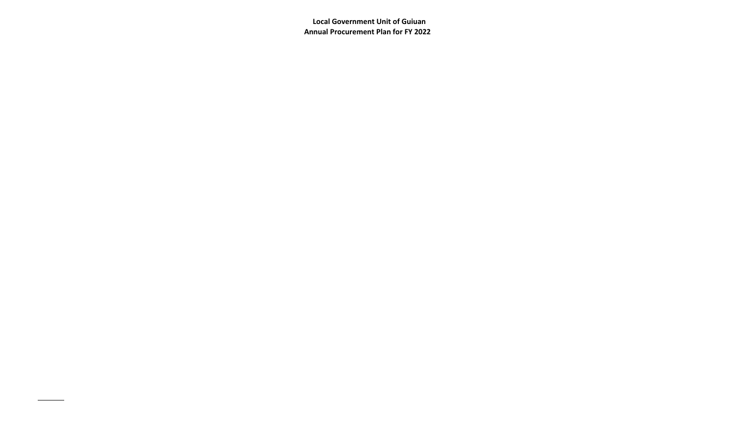**Local Government Unit of Guiuan**
**Annual Procurement Plan for FY 2022**